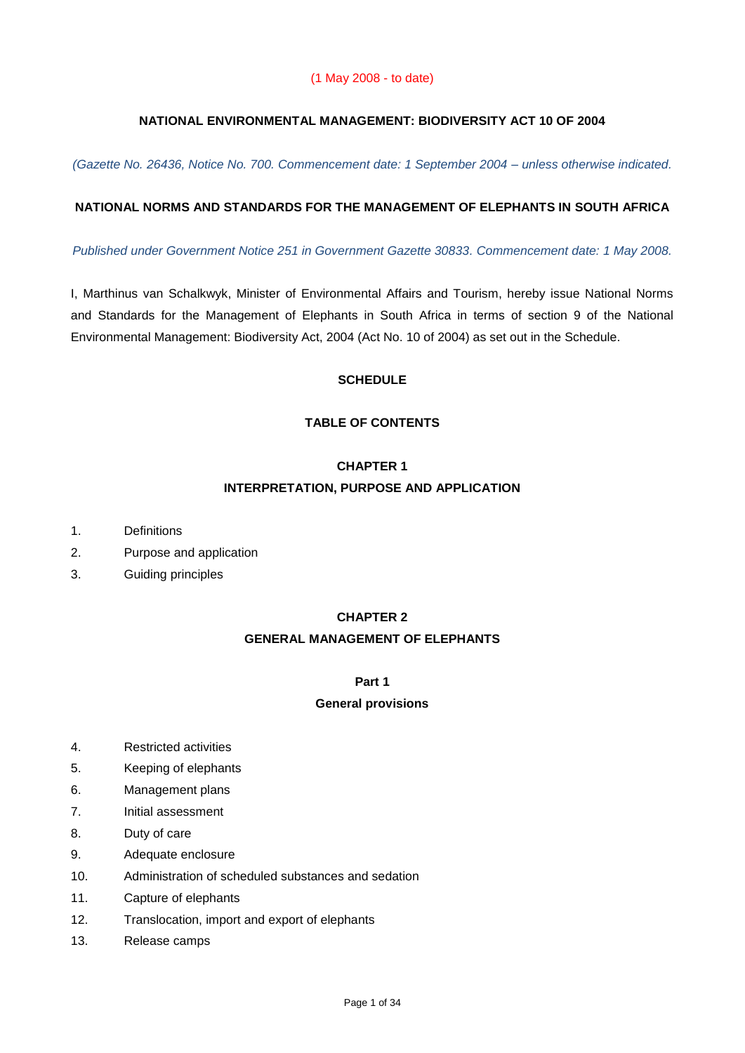(1 May 2008 - to date)

## NATIONAL ENVIRONMENTAL MANAGEMENT: BIODIVERSITY ACT 10 OF 2004

*(Gazette No. 26436, Notice No. 700. Commencement date: 1 September 2004 – unless otherwise indicated.*

## NATIONAL NORMS AND STANDARDS FOR THE MANAGEMENT OF ELEPHANTS IN SOUTH AFRICA

*Published under Government Notice 251 in Government Gazette 30833. Commencement date: 1 May 2008.*

I, Marthinus van Schalkwyk, Minister of Environmental Affairs and Tourism, hereby issue National Norms and Standards for the Management of Elephants in South Africa in terms of section 9 of the National Environmental Management: Biodiversity Act, 2004 (Act No. 10 of 2004) as set out in the Schedule.

### SCHEDULE

### TABLE OF CONTENTS

#### CHAPTER 1
#### INTERPRETATION, PURPOSE AND APPLICATION

1. Definitions
2. Purpose and application
3. Guiding principles

#### CHAPTER 2
#### GENERAL MANAGEMENT OF ELEPHANTS

##### Part 1
##### General provisions

4. Restricted activities
5. Keeping of elephants
6. Management plans
7. Initial assessment
8. Duty of care
9. Adequate enclosure
10. Administration of scheduled substances and sedation
11. Capture of elephants
12. Translocation, import and export of elephants
13. Release camps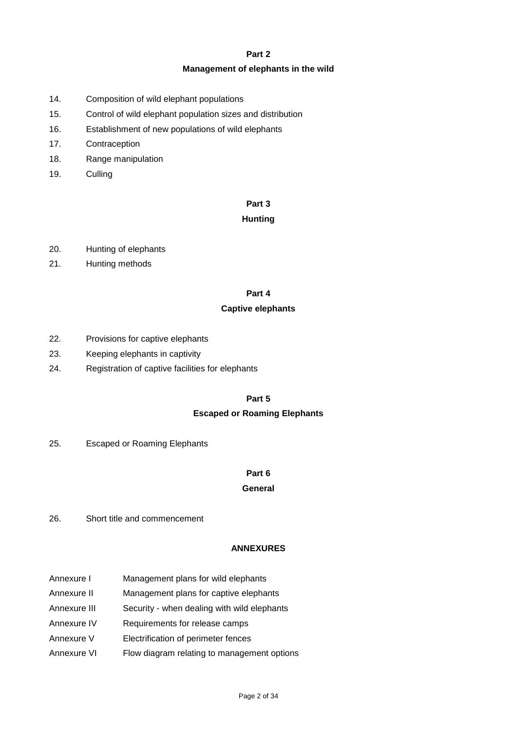**Part 2**

**Management of elephants in the wild**

14. Composition of wild elephant populations
15. Control of wild elephant population sizes and distribution
16. Establishment of new populations of wild elephants
17. Contraception
18. Range manipulation
19. Culling

**Part 3**

**Hunting**

20. Hunting of elephants
21. Hunting methods

**Part 4**

**Captive elephants**

22. Provisions for captive elephants
23. Keeping elephants in captivity
24. Registration of captive facilities for elephants

**Part 5**

**Escaped or Roaming Elephants**

25. Escaped or Roaming Elephants

**Part 6**

**General**

26. Short title and commencement

**ANNEXURES**

| | |
|---|---|
| Annexure I | Management plans for wild elephants |
| Annexure II | Management plans for captive elephants |
| Annexure III | Security - when dealing with wild elephants |
| Annexure IV | Requirements for release camps |
| Annexure V | Electrification of perimeter fences |
| Annexure VI | Flow diagram relating to management options |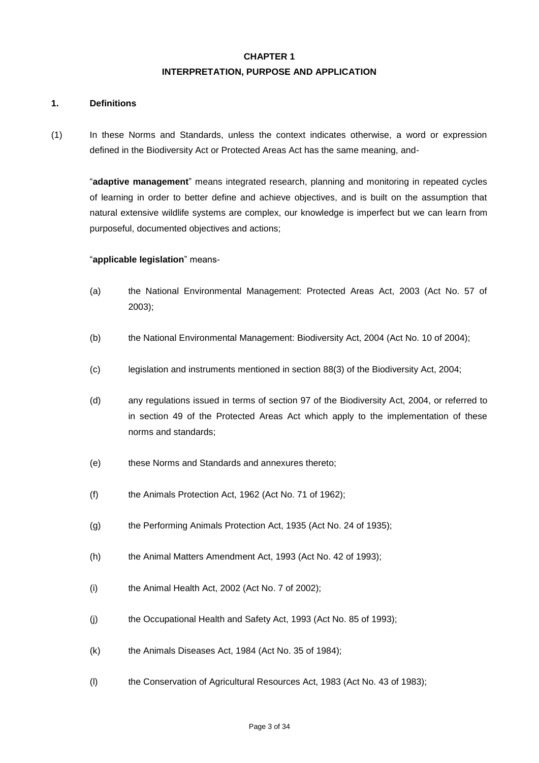# CHAPTER 1

## INTERPRETATION, PURPOSE AND APPLICATION

### 1. Definitions

(1) In these Norms and Standards, unless the context indicates otherwise, a word or expression defined in the Biodiversity Act or Protected Areas Act has the same meaning, and-

"**adaptive management**" means integrated research, planning and monitoring in repeated cycles of learning in order to better define and achieve objectives, and is built on the assumption that natural extensive wildlife systems are complex, our knowledge is imperfect but we can learn from purposeful, documented objectives and actions;

"**applicable legislation**" means-

(a) the National Environmental Management: Protected Areas Act, 2003 (Act No. 57 of 2003);

(b) the National Environmental Management: Biodiversity Act, 2004 (Act No. 10 of 2004);

(c) legislation and instruments mentioned in section 88(3) of the Biodiversity Act, 2004;

(d) any regulations issued in terms of section 97 of the Biodiversity Act, 2004, or referred to in section 49 of the Protected Areas Act which apply to the implementation of these norms and standards;

(e) these Norms and Standards and annexures thereto;

(f) the Animals Protection Act, 1962 (Act No. 71 of 1962);

(g) the Performing Animals Protection Act, 1935 (Act No. 24 of 1935);

(h) the Animal Matters Amendment Act, 1993 (Act No. 42 of 1993);

(i) the Animal Health Act, 2002 (Act No. 7 of 2002);

(j) the Occupational Health and Safety Act, 1993 (Act No. 85 of 1993);

(k) the Animals Diseases Act, 1984 (Act No. 35 of 1984);

(l) the Conservation of Agricultural Resources Act, 1983 (Act No. 43 of 1983);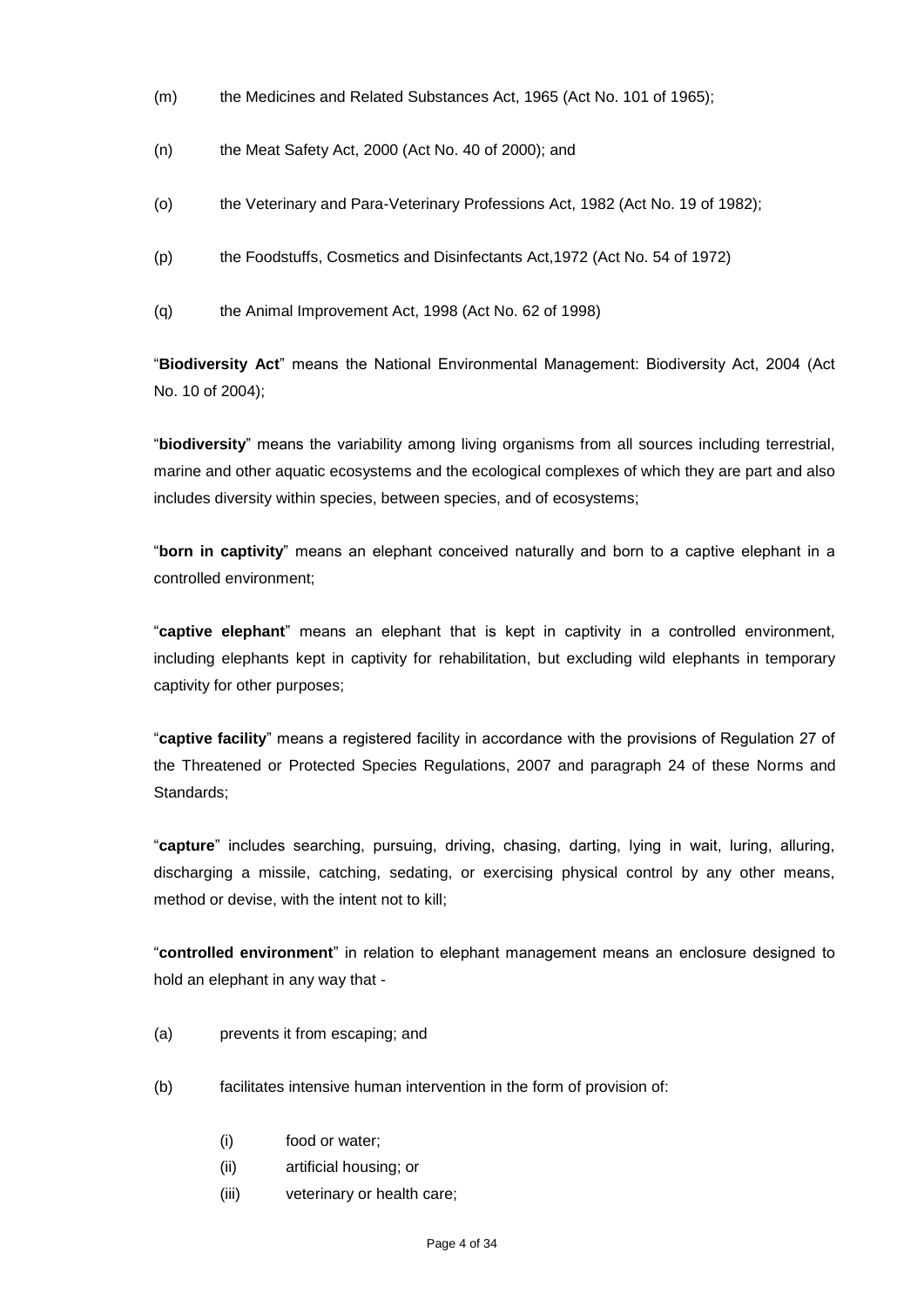(m) the Medicines and Related Substances Act, 1965 (Act No. 101 of 1965);

(n) the Meat Safety Act, 2000 (Act No. 40 of 2000); and

(o) the Veterinary and Para-Veterinary Professions Act, 1982 (Act No. 19 of 1982);

(p) the Foodstuffs, Cosmetics and Disinfectants Act,1972 (Act No. 54 of 1972)

(q) the Animal Improvement Act, 1998 (Act No. 62 of 1998)

"**Biodiversity Act**" means the National Environmental Management: Biodiversity Act, 2004 (Act No. 10 of 2004);

"**biodiversity**" means the variability among living organisms from all sources including terrestrial, marine and other aquatic ecosystems and the ecological complexes of which they are part and also includes diversity within species, between species, and of ecosystems;

"**born in captivity**" means an elephant conceived naturally and born to a captive elephant in a controlled environment;

"**captive elephant**" means an elephant that is kept in captivity in a controlled environment, including elephants kept in captivity for rehabilitation, but excluding wild elephants in temporary captivity for other purposes;

"**captive facility**" means a registered facility in accordance with the provisions of Regulation 27 of the Threatened or Protected Species Regulations, 2007 and paragraph 24 of these Norms and Standards;

"**capture**" includes searching, pursuing, driving, chasing, darting, lying in wait, luring, alluring, discharging a missile, catching, sedating, or exercising physical control by any other means, method or devise, with the intent not to kill;

"**controlled environment**" in relation to elephant management means an enclosure designed to hold an elephant in any way that -

(a) prevents it from escaping; and

(b) facilitates intensive human intervention in the form of provision of:

  (i) food or water;
  (ii) artificial housing; or
  (iii) veterinary or health care;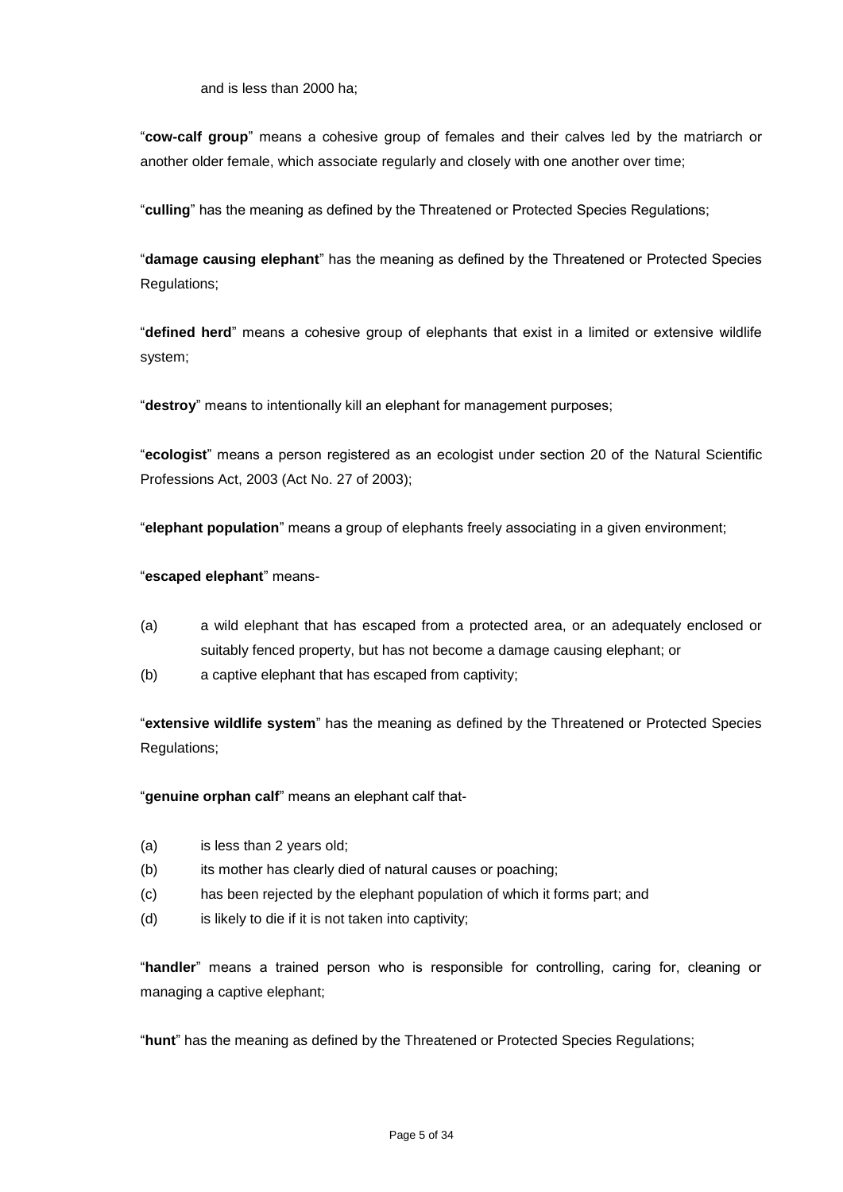and is less than 2000 ha;

"**cow-calf group**" means a cohesive group of females and their calves led by the matriarch or another older female, which associate regularly and closely with one another over time;

"**culling**" has the meaning as defined by the Threatened or Protected Species Regulations;

"**damage causing elephant**" has the meaning as defined by the Threatened or Protected Species Regulations;

"**defined herd**" means a cohesive group of elephants that exist in a limited or extensive wildlife system;

"**destroy**" means to intentionally kill an elephant for management purposes;

"**ecologist**" means a person registered as an ecologist under section 20 of the Natural Scientific Professions Act, 2003 (Act No. 27 of 2003);

"**elephant population**" means a group of elephants freely associating in a given environment;

"**escaped elephant**" means-

(a) a wild elephant that has escaped from a protected area, or an adequately enclosed or suitably fenced property, but has not become a damage causing elephant; or

(b) a captive elephant that has escaped from captivity;

"**extensive wildlife system**" has the meaning as defined by the Threatened or Protected Species Regulations;

"**genuine orphan calf**" means an elephant calf that-

(a) is less than 2 years old;

(b) its mother has clearly died of natural causes or poaching;

(c) has been rejected by the elephant population of which it forms part; and

(d) is likely to die if it is not taken into captivity;

"**handler**" means a trained person who is responsible for controlling, caring for, cleaning or managing a captive elephant;

"**hunt**" has the meaning as defined by the Threatened or Protected Species Regulations;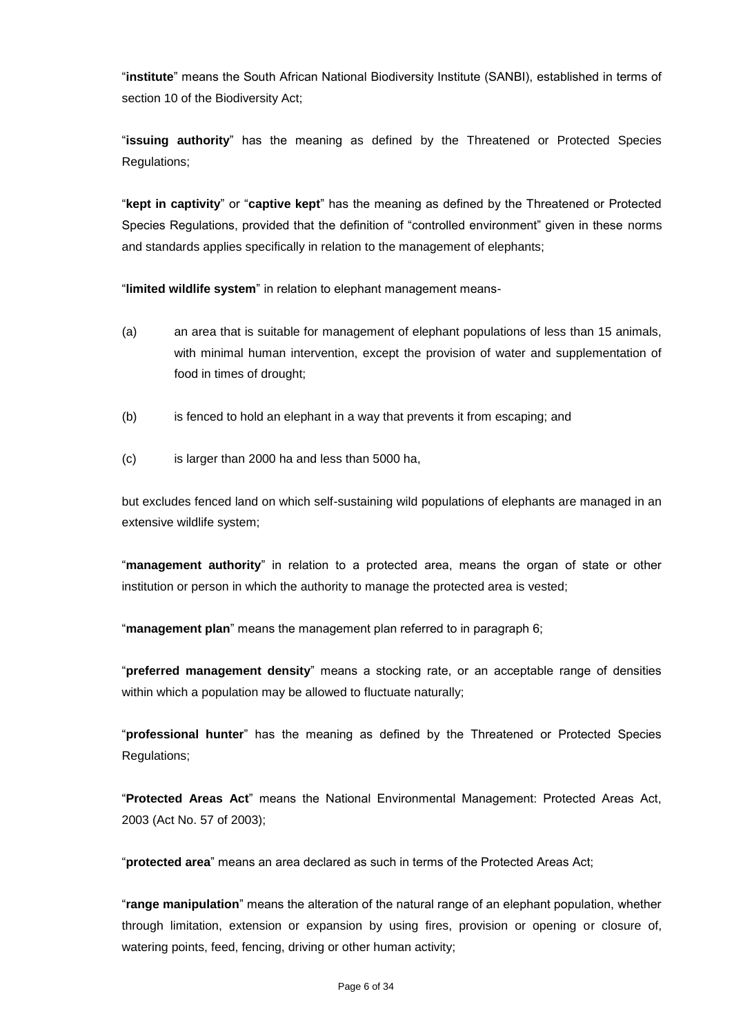"**institute**" means the South African National Biodiversity Institute (SANBI), established in terms of section 10 of the Biodiversity Act;

"**issuing authority**" has the meaning as defined by the Threatened or Protected Species Regulations;

"**kept in captivity**" or "**captive kept**" has the meaning as defined by the Threatened or Protected Species Regulations, provided that the definition of "controlled environment" given in these norms and standards applies specifically in relation to the management of elephants;

"**limited wildlife system**" in relation to elephant management means-

(a) an area that is suitable for management of elephant populations of less than 15 animals, with minimal human intervention, except the provision of water and supplementation of food in times of drought;

(b) is fenced to hold an elephant in a way that prevents it from escaping; and

(c) is larger than 2000 ha and less than 5000 ha,

but excludes fenced land on which self-sustaining wild populations of elephants are managed in an extensive wildlife system;

"**management authority**" in relation to a protected area, means the organ of state or other institution or person in which the authority to manage the protected area is vested;

"**management plan**" means the management plan referred to in paragraph 6;

"**preferred management density**" means a stocking rate, or an acceptable range of densities within which a population may be allowed to fluctuate naturally;

"**professional hunter**" has the meaning as defined by the Threatened or Protected Species Regulations;

"**Protected Areas Act**" means the National Environmental Management: Protected Areas Act, 2003 (Act No. 57 of 2003);

"**protected area**" means an area declared as such in terms of the Protected Areas Act;

"**range manipulation**" means the alteration of the natural range of an elephant population, whether through limitation, extension or expansion by using fires, provision or opening or closure of, watering points, feed, fencing, driving or other human activity;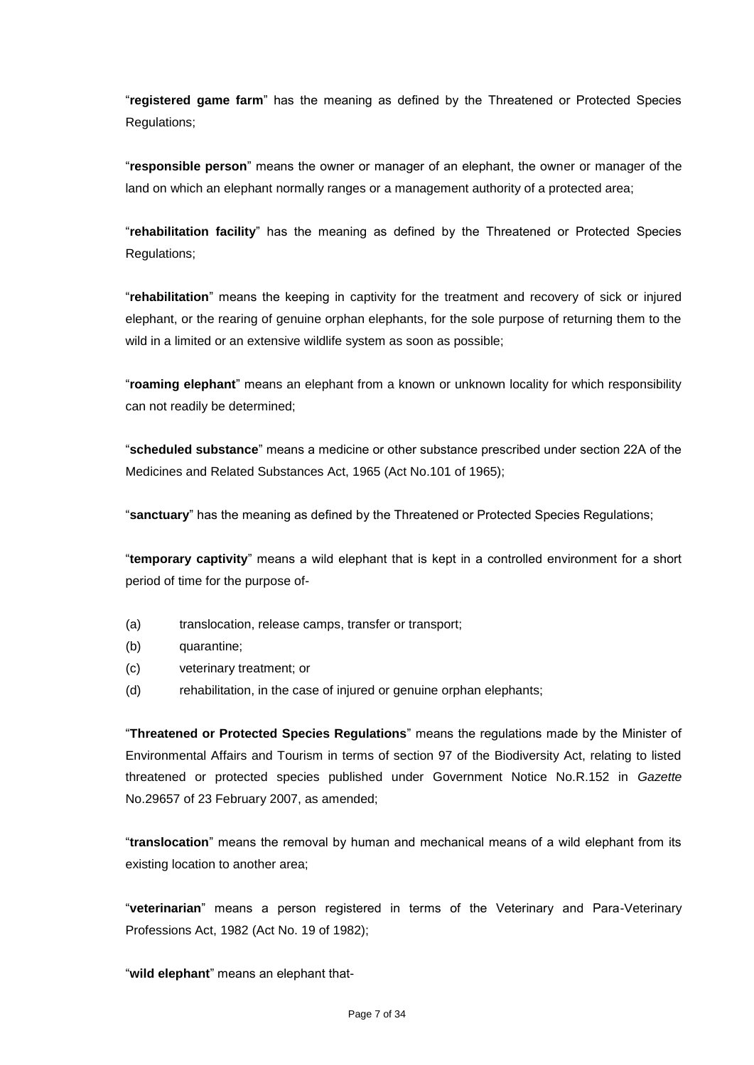"**registered game farm**" has the meaning as defined by the Threatened or Protected Species Regulations;

"**responsible person**" means the owner or manager of an elephant, the owner or manager of the land on which an elephant normally ranges or a management authority of a protected area;

"**rehabilitation facility**" has the meaning as defined by the Threatened or Protected Species Regulations;

"**rehabilitation**" means the keeping in captivity for the treatment and recovery of sick or injured elephant, or the rearing of genuine orphan elephants, for the sole purpose of returning them to the wild in a limited or an extensive wildlife system as soon as possible;

"**roaming elephant**" means an elephant from a known or unknown locality for which responsibility can not readily be determined;

"**scheduled substance**" means a medicine or other substance prescribed under section 22A of the Medicines and Related Substances Act, 1965 (Act No.101 of 1965);

"**sanctuary**" has the meaning as defined by the Threatened or Protected Species Regulations;

"**temporary captivity**" means a wild elephant that is kept in a controlled environment for a short period of time for the purpose of-

(a) translocation, release camps, transfer or transport;

(b) quarantine;

(c) veterinary treatment; or

(d) rehabilitation, in the case of injured or genuine orphan elephants;

"**Threatened or Protected Species Regulations**" means the regulations made by the Minister of Environmental Affairs and Tourism in terms of section 97 of the Biodiversity Act, relating to listed threatened or protected species published under Government Notice No.R.152 in *Gazette* No.29657 of 23 February 2007, as amended;

"**translocation**" means the removal by human and mechanical means of a wild elephant from its existing location to another area;

"**veterinarian**" means a person registered in terms of the Veterinary and Para-Veterinary Professions Act, 1982 (Act No. 19 of 1982);

"**wild elephant**" means an elephant that-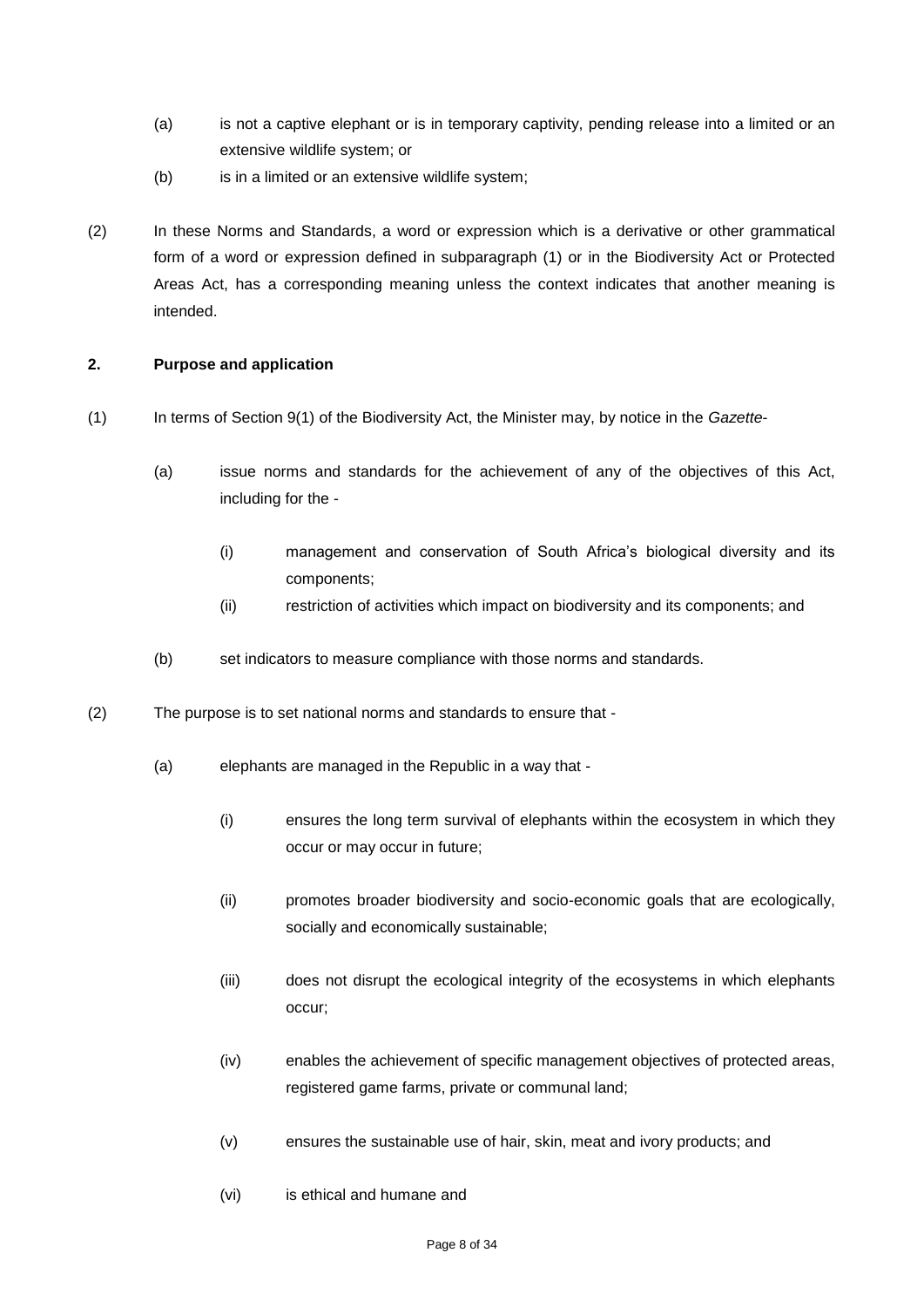(a) is not a captive elephant or is in temporary captivity, pending release into a limited or an extensive wildlife system; or

(b) is in a limited or an extensive wildlife system;

(2) In these Norms and Standards, a word or expression which is a derivative or other grammatical form of a word or expression defined in subparagraph (1) or in the Biodiversity Act or Protected Areas Act, has a corresponding meaning unless the context indicates that another meaning is intended.

**2. Purpose and application**

(1) In terms of Section 9(1) of the Biodiversity Act, the Minister may, by notice in the *Gazette*-

(a) issue norms and standards for the achievement of any of the objectives of this Act, including for the -

(i) management and conservation of South Africa's biological diversity and its components;

(ii) restriction of activities which impact on biodiversity and its components; and

(b) set indicators to measure compliance with those norms and standards.

(2) The purpose is to set national norms and standards to ensure that -

(a) elephants are managed in the Republic in a way that -

(i) ensures the long term survival of elephants within the ecosystem in which they occur or may occur in future;

(ii) promotes broader biodiversity and socio-economic goals that are ecologically, socially and economically sustainable;

(iii) does not disrupt the ecological integrity of the ecosystems in which elephants occur;

(iv) enables the achievement of specific management objectives of protected areas, registered game farms, private or communal land;

(v) ensures the sustainable use of hair, skin, meat and ivory products; and

(vi) is ethical and humane and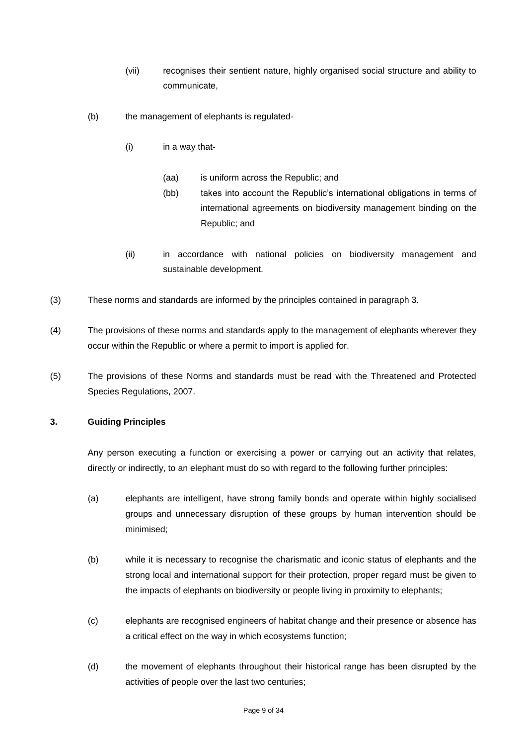(vii) recognises their sentient nature, highly organised social structure and ability to communicate,

(b) the management of elephants is regulated-

(i) in a way that-

(aa) is uniform across the Republic; and

(bb) takes into account the Republic's international obligations in terms of international agreements on biodiversity management binding on the Republic; and

(ii) in accordance with national policies on biodiversity management and sustainable development.

(3) These norms and standards are informed by the principles contained in paragraph 3.

(4) The provisions of these norms and standards apply to the management of elephants wherever they occur within the Republic or where a permit to import is applied for.

(5) The provisions of these Norms and standards must be read with the Threatened and Protected Species Regulations, 2007.

**3. Guiding Principles**

Any person executing a function or exercising a power or carrying out an activity that relates, directly or indirectly, to an elephant must do so with regard to the following further principles:

(a) elephants are intelligent, have strong family bonds and operate within highly socialised groups and unnecessary disruption of these groups by human intervention should be minimised;

(b) while it is necessary to recognise the charismatic and iconic status of elephants and the strong local and international support for their protection, proper regard must be given to the impacts of elephants on biodiversity or people living in proximity to elephants;

(c) elephants are recognised engineers of habitat change and their presence or absence has a critical effect on the way in which ecosystems function;

(d) the movement of elephants throughout their historical range has been disrupted by the activities of people over the last two centuries;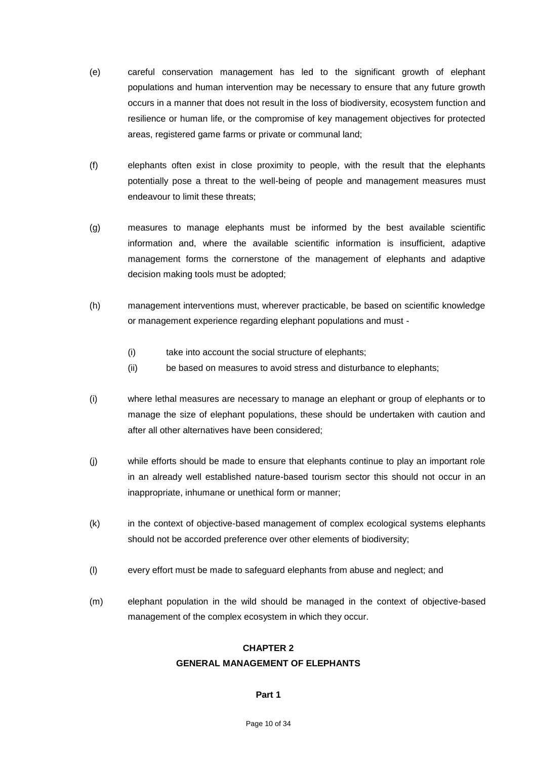(e) careful conservation management has led to the significant growth of elephant populations and human intervention may be necessary to ensure that any future growth occurs in a manner that does not result in the loss of biodiversity, ecosystem function and resilience or human life, or the compromise of key management objectives for protected areas, registered game farms or private or communal land;

(f) elephants often exist in close proximity to people, with the result that the elephants potentially pose a threat to the well-being of people and management measures must endeavour to limit these threats;

(g) measures to manage elephants must be informed by the best available scientific information and, where the available scientific information is insufficient, adaptive management forms the cornerstone of the management of elephants and adaptive decision making tools must be adopted;

(h) management interventions must, wherever practicable, be based on scientific knowledge or management experience regarding elephant populations and must -

  (i) take into account the social structure of elephants;
  (ii) be based on measures to avoid stress and disturbance to elephants;

(i) where lethal measures are necessary to manage an elephant or group of elephants or to manage the size of elephant populations, these should be undertaken with caution and after all other alternatives have been considered;

(j) while efforts should be made to ensure that elephants continue to play an important role in an already well established nature-based tourism sector this should not occur in an inappropriate, inhumane or unethical form or manner;

(k) in the context of objective-based management of complex ecological systems elephants should not be accorded preference over other elements of biodiversity;

(l) every effort must be made to safeguard elephants from abuse and neglect; and

(m) elephant population in the wild should be managed in the context of objective-based management of the complex ecosystem in which they occur.

## CHAPTER 2
## GENERAL MANAGEMENT OF ELEPHANTS

### Part 1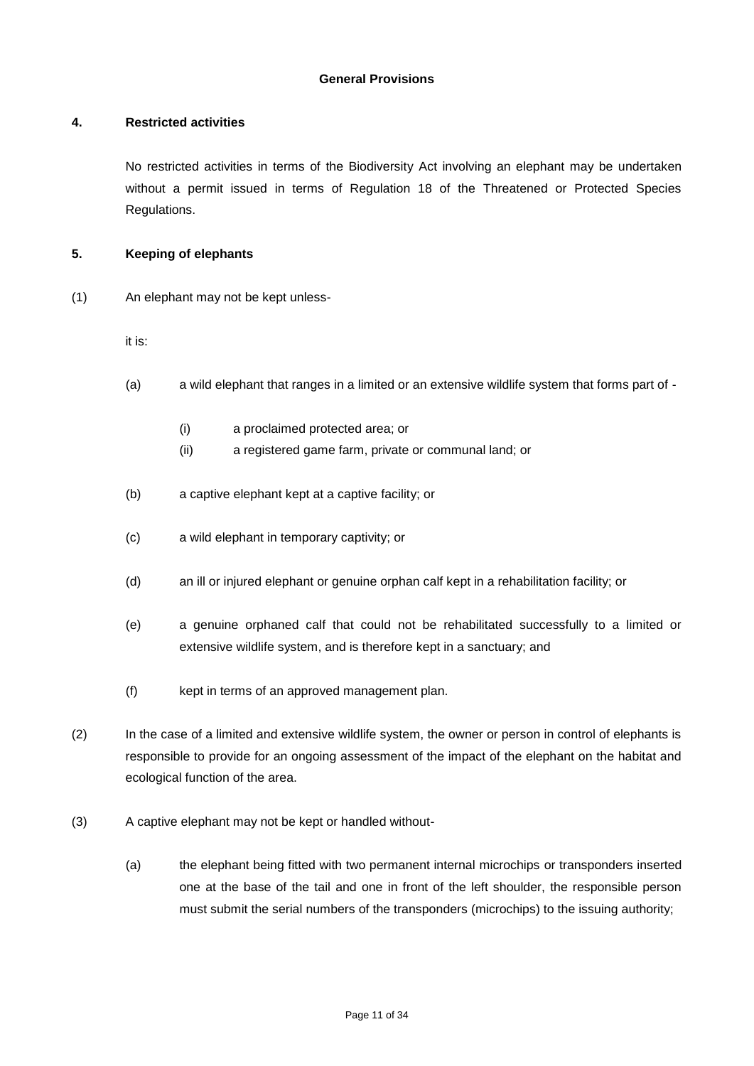## General Provisions

### 4. Restricted activities

No restricted activities in terms of the Biodiversity Act involving an elephant may be undertaken without a permit issued in terms of Regulation 18 of the Threatened or Protected Species Regulations.

### 5. Keeping of elephants

(1) An elephant may not be kept unless-

it is:

- (a) a wild elephant that ranges in a limited or an extensive wildlife system that forms part of -
  - (i) a proclaimed protected area; or
  - (ii) a registered game farm, private or communal land; or
- (b) a captive elephant kept at a captive facility; or
- (c) a wild elephant in temporary captivity; or
- (d) an ill or injured elephant or genuine orphan calf kept in a rehabilitation facility; or
- (e) a genuine orphaned calf that could not be rehabilitated successfully to a limited or extensive wildlife system, and is therefore kept in a sanctuary; and
- (f) kept in terms of an approved management plan.

(2) In the case of a limited and extensive wildlife system, the owner or person in control of elephants is responsible to provide for an ongoing assessment of the impact of the elephant on the habitat and ecological function of the area.

(3) A captive elephant may not be kept or handled without-

- (a) the elephant being fitted with two permanent internal microchips or transponders inserted one at the base of the tail and one in front of the left shoulder, the responsible person must submit the serial numbers of the transponders (microchips) to the issuing authority;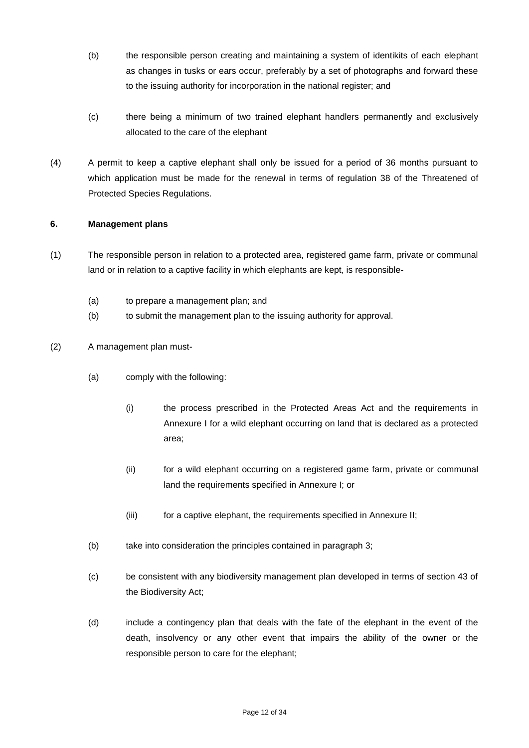(b) the responsible person creating and maintaining a system of identikits of each elephant as changes in tusks or ears occur, preferably by a set of photographs and forward these to the issuing authority for incorporation in the national register; and

(c) there being a minimum of two trained elephant handlers permanently and exclusively allocated to the care of the elephant

(4) A permit to keep a captive elephant shall only be issued for a period of 36 months pursuant to which application must be made for the renewal in terms of regulation 38 of the Threatened of Protected Species Regulations.

**6. Management plans**

(1) The responsible person in relation to a protected area, registered game farm, private or communal land or in relation to a captive facility in which elephants are kept, is responsible-

(a) to prepare a management plan; and

(b) to submit the management plan to the issuing authority for approval.

(2) A management plan must-

(a) comply with the following:

(i) the process prescribed in the Protected Areas Act and the requirements in Annexure I for a wild elephant occurring on land that is declared as a protected area;

(ii) for a wild elephant occurring on a registered game farm, private or communal land the requirements specified in Annexure I; or

(iii) for a captive elephant, the requirements specified in Annexure II;

(b) take into consideration the principles contained in paragraph 3;

(c) be consistent with any biodiversity management plan developed in terms of section 43 of the Biodiversity Act;

(d) include a contingency plan that deals with the fate of the elephant in the event of the death, insolvency or any other event that impairs the ability of the owner or the responsible person to care for the elephant;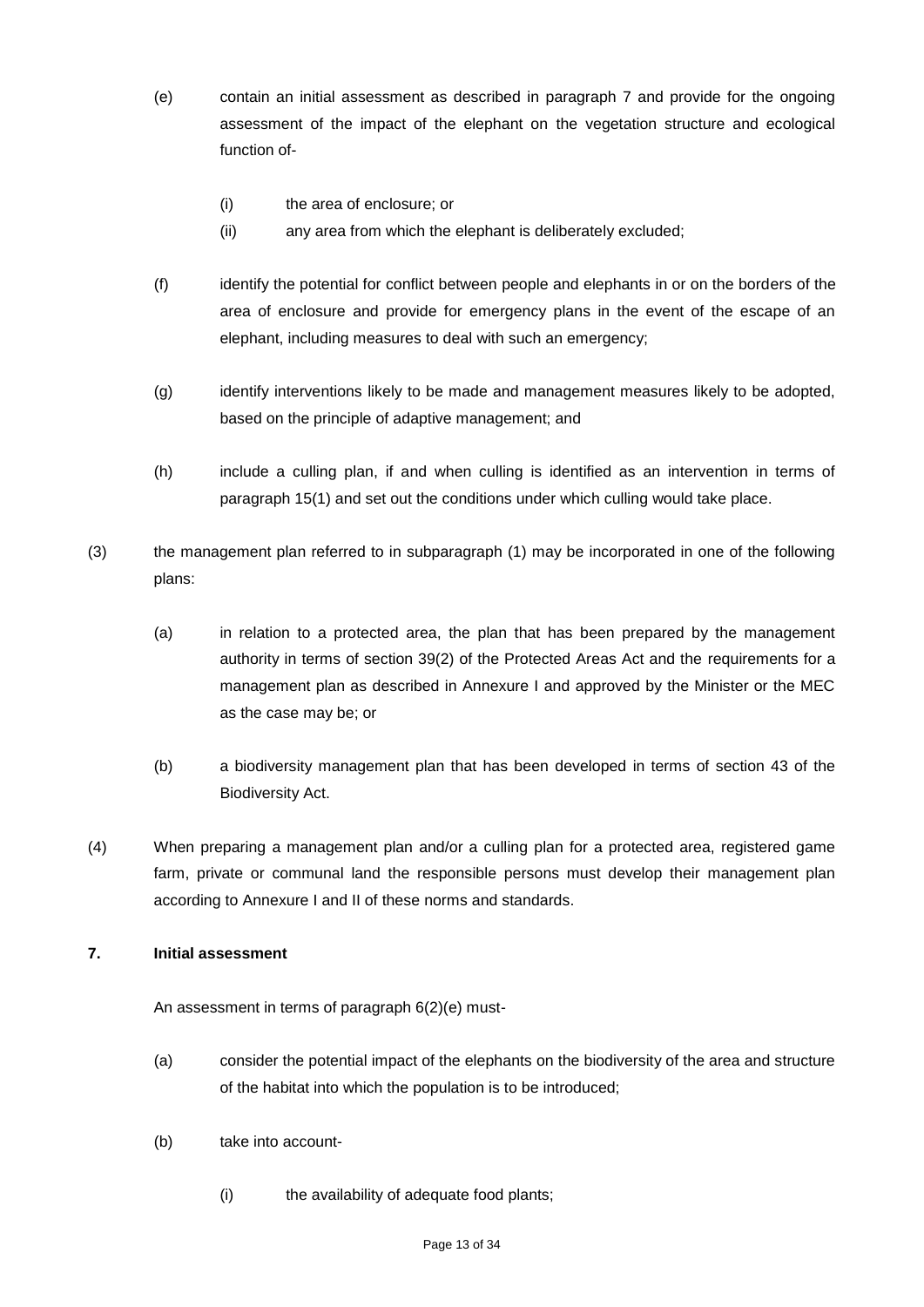(e) contain an initial assessment as described in paragraph 7 and provide for the ongoing assessment of the impact of the elephant on the vegetation structure and ecological function of-

 (i) the area of enclosure; or

 (ii) any area from which the elephant is deliberately excluded;

(f) identify the potential for conflict between people and elephants in or on the borders of the area of enclosure and provide for emergency plans in the event of the escape of an elephant, including measures to deal with such an emergency;

(g) identify interventions likely to be made and management measures likely to be adopted, based on the principle of adaptive management; and

(h) include a culling plan, if and when culling is identified as an intervention in terms of paragraph 15(1) and set out the conditions under which culling would take place.

(3) the management plan referred to in subparagraph (1) may be incorporated in one of the following plans:

 (a) in relation to a protected area, the plan that has been prepared by the management authority in terms of section 39(2) of the Protected Areas Act and the requirements for a management plan as described in Annexure I and approved by the Minister or the MEC as the case may be; or

 (b) a biodiversity management plan that has been developed in terms of section 43 of the Biodiversity Act.

(4) When preparing a management plan and/or a culling plan for a protected area, registered game farm, private or communal land the responsible persons must develop their management plan according to Annexure I and II of these norms and standards.

**7. Initial assessment**

An assessment in terms of paragraph 6(2)(e) must-

(a) consider the potential impact of the elephants on the biodiversity of the area and structure of the habitat into which the population is to be introduced;

(b) take into account-

 (i) the availability of adequate food plants;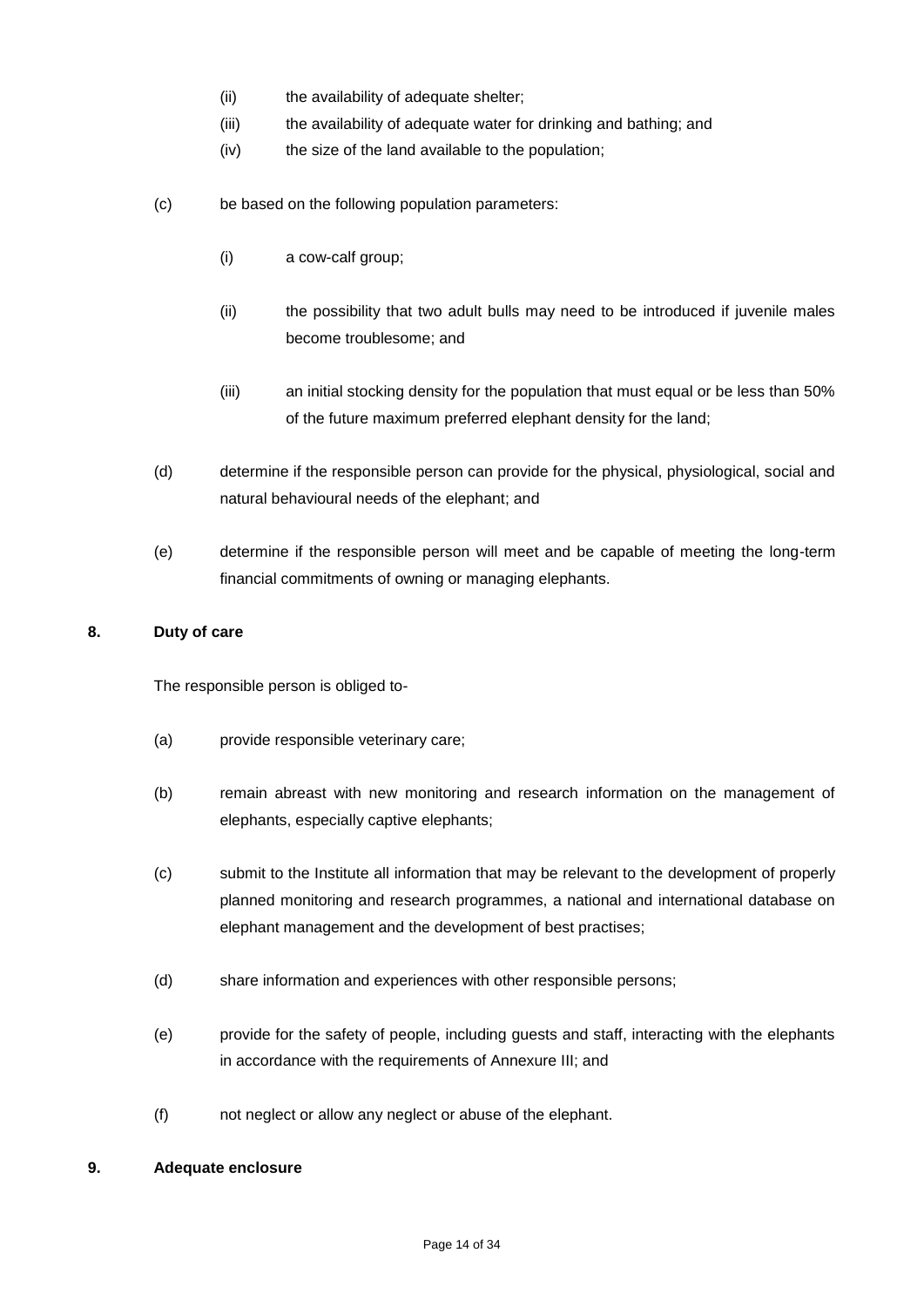(ii) the availability of adequate shelter;

(iii) the availability of adequate water for drinking and bathing; and

(iv) the size of the land available to the population;

(c) be based on the following population parameters:

(i) a cow-calf group;

(ii) the possibility that two adult bulls may need to be introduced if juvenile males become troublesome; and

(iii) an initial stocking density for the population that must equal or be less than 50% of the future maximum preferred elephant density for the land;

(d) determine if the responsible person can provide for the physical, physiological, social and natural behavioural needs of the elephant; and

(e) determine if the responsible person will meet and be capable of meeting the long-term financial commitments of owning or managing elephants.

**8. Duty of care**

The responsible person is obliged to-

(a) provide responsible veterinary care;

(b) remain abreast with new monitoring and research information on the management of elephants, especially captive elephants;

(c) submit to the Institute all information that may be relevant to the development of properly planned monitoring and research programmes, a national and international database on elephant management and the development of best practises;

(d) share information and experiences with other responsible persons;

(e) provide for the safety of people, including guests and staff, interacting with the elephants in accordance with the requirements of Annexure III; and

(f) not neglect or allow any neglect or abuse of the elephant.

**9. Adequate enclosure**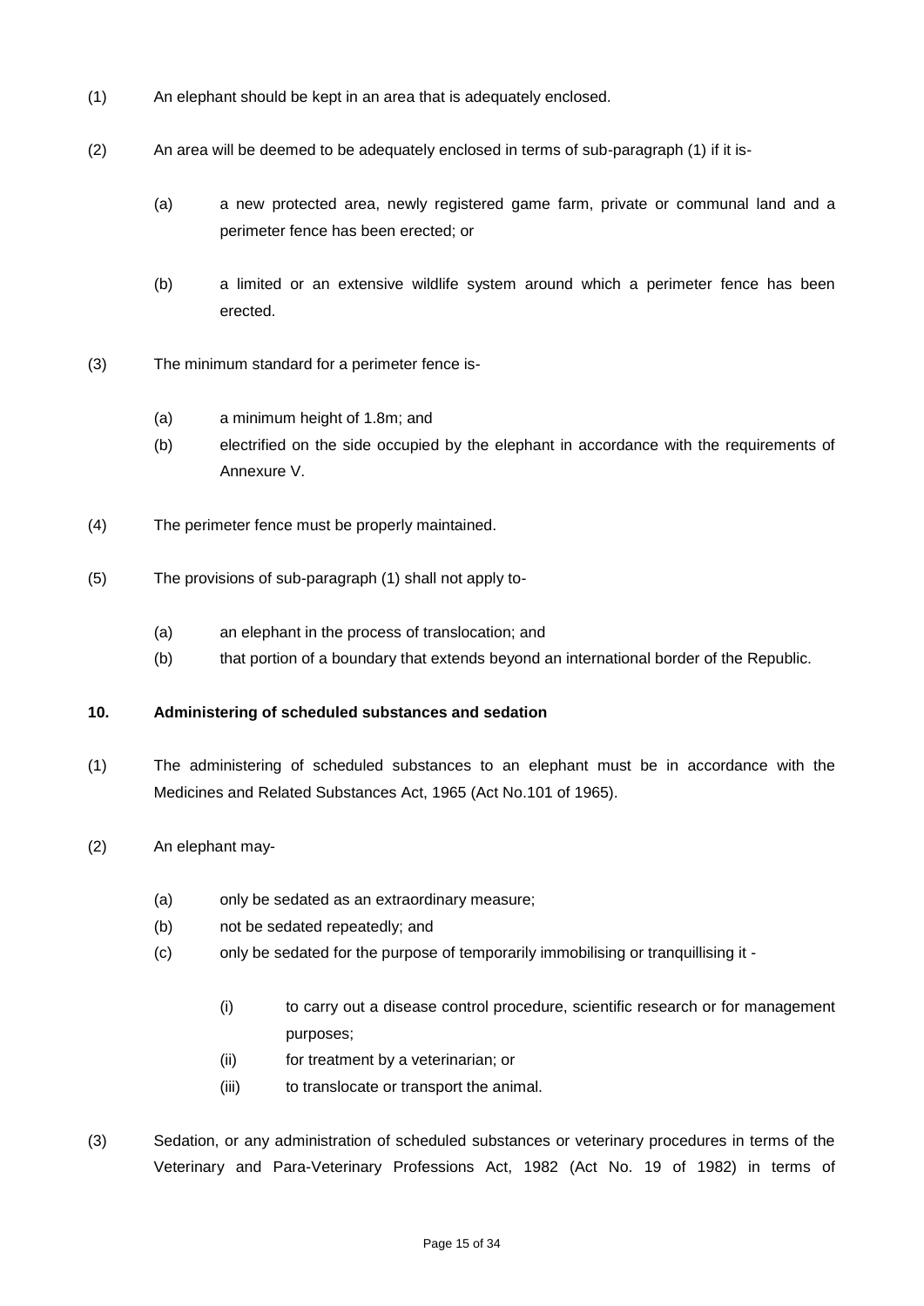(1) An elephant should be kept in an area that is adequately enclosed.

(2) An area will be deemed to be adequately enclosed in terms of sub-paragraph (1) if it is-

  (a) a new protected area, newly registered game farm, private or communal land and a perimeter fence has been erected; or

  (b) a limited or an extensive wildlife system around which a perimeter fence has been erected.

(3) The minimum standard for a perimeter fence is-

  (a) a minimum height of 1.8m; and

  (b) electrified on the side occupied by the elephant in accordance with the requirements of Annexure V.

(4) The perimeter fence must be properly maintained.

(5) The provisions of sub-paragraph (1) shall not apply to-

  (a) an elephant in the process of translocation; and

  (b) that portion of a boundary that extends beyond an international border of the Republic.

**10. Administering of scheduled substances and sedation**

(1) The administering of scheduled substances to an elephant must be in accordance with the Medicines and Related Substances Act, 1965 (Act No.101 of 1965).

(2) An elephant may-

  (a) only be sedated as an extraordinary measure;

  (b) not be sedated repeatedly; and

  (c) only be sedated for the purpose of temporarily immobilising or tranquillising it -

    (i) to carry out a disease control procedure, scientific research or for management purposes;

    (ii) for treatment by a veterinarian; or

    (iii) to translocate or transport the animal.

(3) Sedation, or any administration of scheduled substances or veterinary procedures in terms of the Veterinary and Para-Veterinary Professions Act, 1982 (Act No. 19 of 1982) in terms of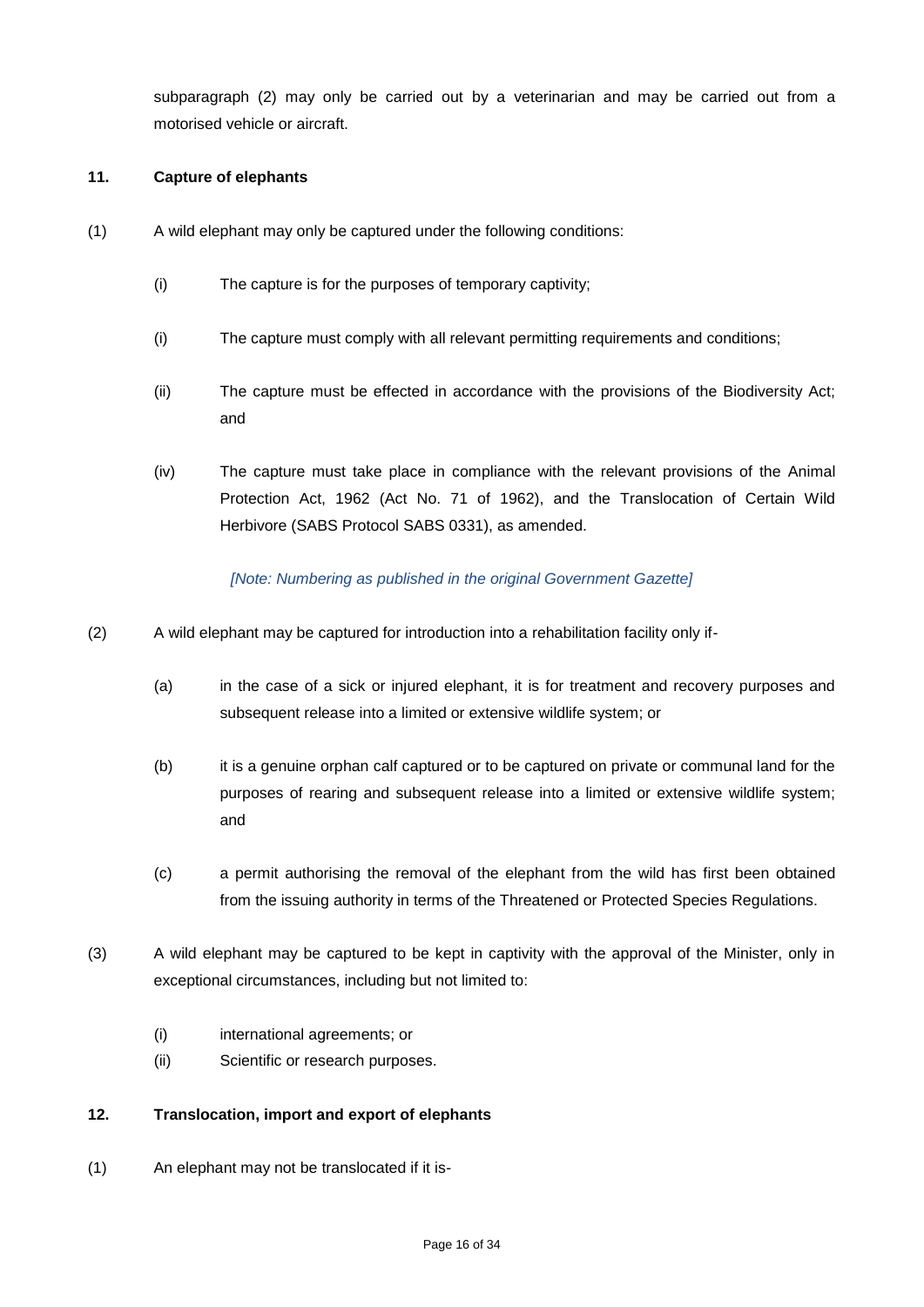subparagraph (2) may only be carried out by a veterinarian and may be carried out from a motorised vehicle or aircraft.

**11. Capture of elephants**

(1) A wild elephant may only be captured under the following conditions:

(i) The capture is for the purposes of temporary captivity;

(i) The capture must comply with all relevant permitting requirements and conditions;

(ii) The capture must be effected in accordance with the provisions of the Biodiversity Act; and

(iv) The capture must take place in compliance with the relevant provisions of the Animal Protection Act, 1962 (Act No. 71 of 1962), and the Translocation of Certain Wild Herbivore (SABS Protocol SABS 0331), as amended.

*[Note: Numbering as published in the original Government Gazette]*

(2) A wild elephant may be captured for introduction into a rehabilitation facility only if-

(a) in the case of a sick or injured elephant, it is for treatment and recovery purposes and subsequent release into a limited or extensive wildlife system; or

(b) it is a genuine orphan calf captured or to be captured on private or communal land for the purposes of rearing and subsequent release into a limited or extensive wildlife system; and

(c) a permit authorising the removal of the elephant from the wild has first been obtained from the issuing authority in terms of the Threatened or Protected Species Regulations.

(3) A wild elephant may be captured to be kept in captivity with the approval of the Minister, only in exceptional circumstances, including but not limited to:

(i) international agreements; or
(ii) Scientific or research purposes.

**12. Translocation, import and export of elephants**

(1) An elephant may not be translocated if it is-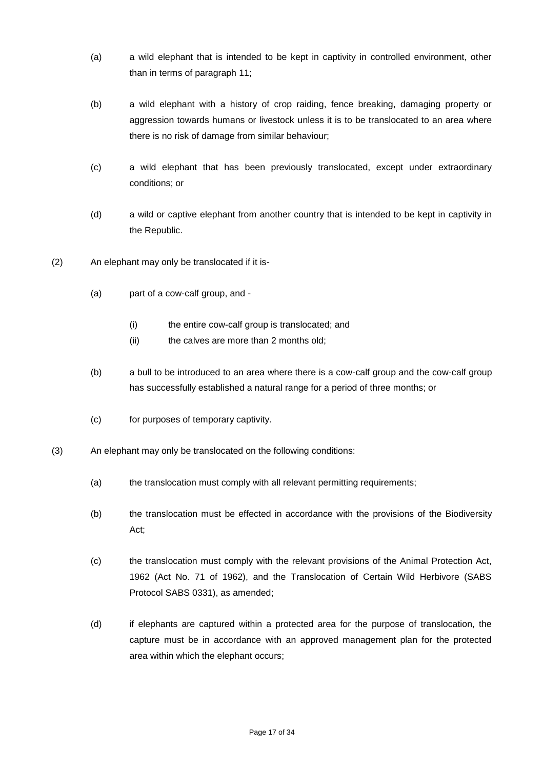(a) a wild elephant that is intended to be kept in captivity in controlled environment, other than in terms of paragraph 11;

(b) a wild elephant with a history of crop raiding, fence breaking, damaging property or aggression towards humans or livestock unless it is to be translocated to an area where there is no risk of damage from similar behaviour;

(c) a wild elephant that has been previously translocated, except under extraordinary conditions; or

(d) a wild or captive elephant from another country that is intended to be kept in captivity in the Republic.

(2) An elephant may only be translocated if it is-

(a) part of a cow-calf group, and -

(i) the entire cow-calf group is translocated; and

(ii) the calves are more than 2 months old;

(b) a bull to be introduced to an area where there is a cow-calf group and the cow-calf group has successfully established a natural range for a period of three months; or

(c) for purposes of temporary captivity.

(3) An elephant may only be translocated on the following conditions:

(a) the translocation must comply with all relevant permitting requirements;

(b) the translocation must be effected in accordance with the provisions of the Biodiversity Act;

(c) the translocation must comply with the relevant provisions of the Animal Protection Act, 1962 (Act No. 71 of 1962), and the Translocation of Certain Wild Herbivore (SABS Protocol SABS 0331), as amended;

(d) if elephants are captured within a protected area for the purpose of translocation, the capture must be in accordance with an approved management plan for the protected area within which the elephant occurs;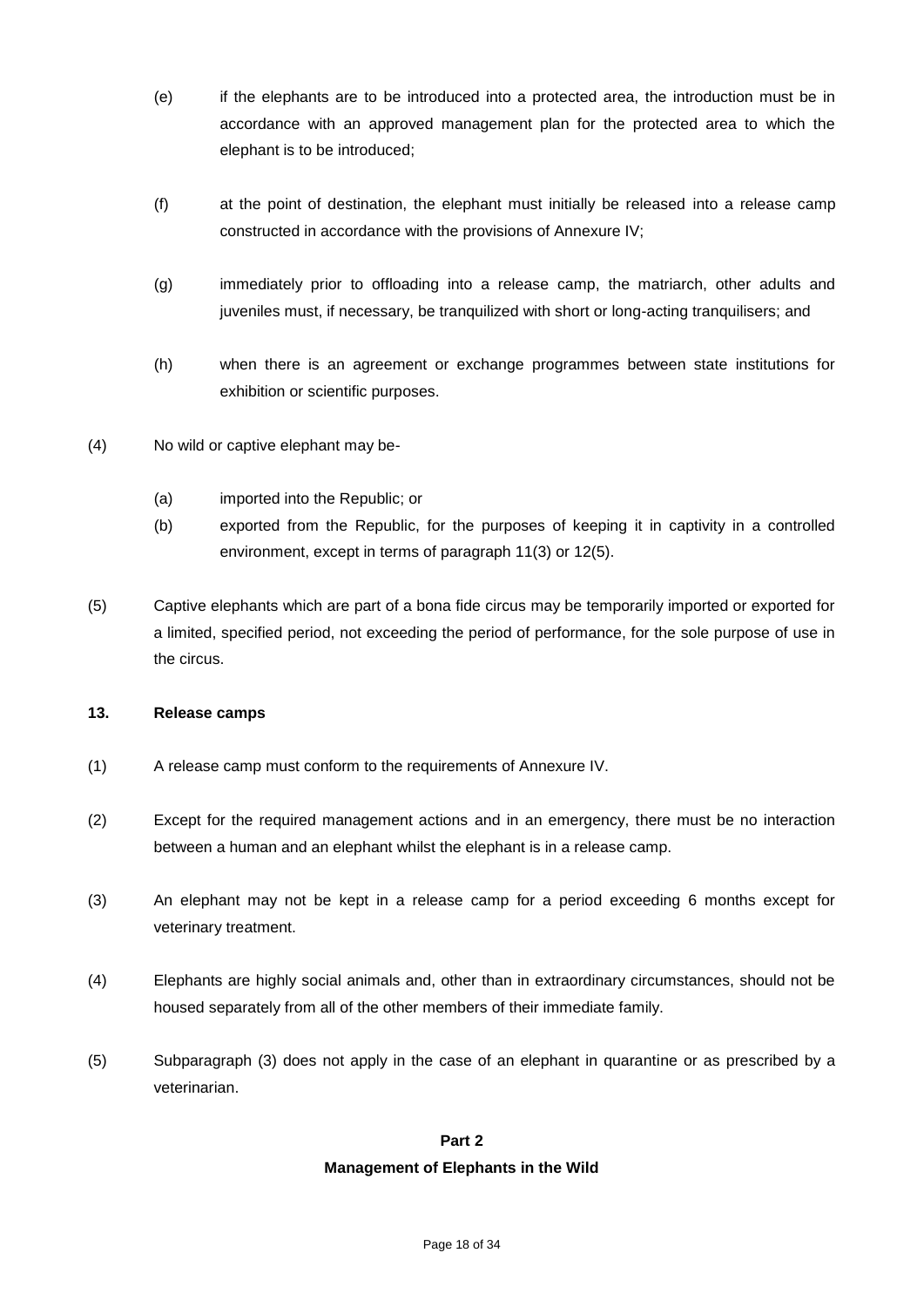(e) if the elephants are to be introduced into a protected area, the introduction must be in accordance with an approved management plan for the protected area to which the elephant is to be introduced;

(f) at the point of destination, the elephant must initially be released into a release camp constructed in accordance with the provisions of Annexure IV;

(g) immediately prior to offloading into a release camp, the matriarch, other adults and juveniles must, if necessary, be tranquilized with short or long-acting tranquilisers; and

(h) when there is an agreement or exchange programmes between state institutions for exhibition or scientific purposes.

(4) No wild or captive elephant may be-

(a) imported into the Republic; or

(b) exported from the Republic, for the purposes of keeping it in captivity in a controlled environment, except in terms of paragraph 11(3) or 12(5).

(5) Captive elephants which are part of a bona fide circus may be temporarily imported or exported for a limited, specified period, not exceeding the period of performance, for the sole purpose of use in the circus.

**13. Release camps**

(1) A release camp must conform to the requirements of Annexure IV.

(2) Except for the required management actions and in an emergency, there must be no interaction between a human and an elephant whilst the elephant is in a release camp.

(3) An elephant may not be kept in a release camp for a period exceeding 6 months except for veterinary treatment.

(4) Elephants are highly social animals and, other than in extraordinary circumstances, should not be housed separately from all of the other members of their immediate family.

(5) Subparagraph (3) does not apply in the case of an elephant in quarantine or as prescribed by a veterinarian.

## Part 2
## Management of Elephants in the Wild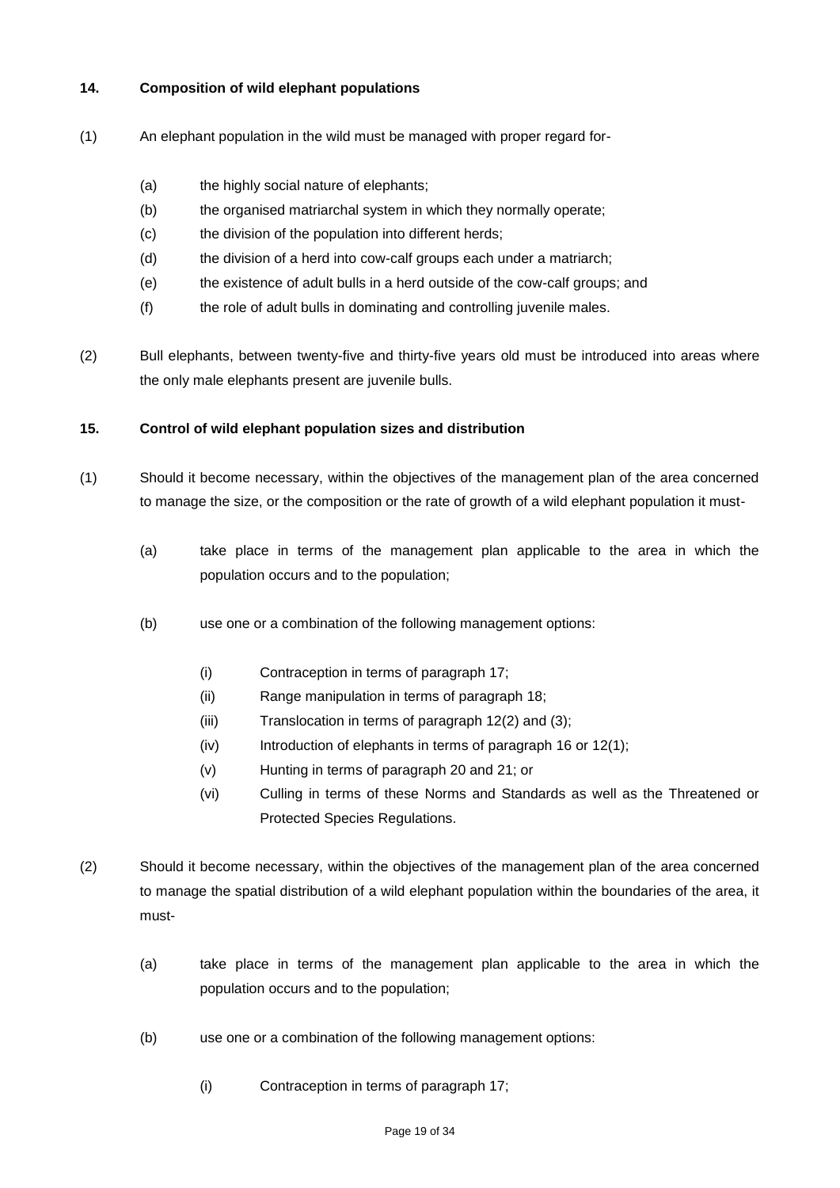### 14. Composition of wild elephant populations

(1) An elephant population in the wild must be managed with proper regard for-

- (a) the highly social nature of elephants;
- (b) the organised matriarchal system in which they normally operate;
- (c) the division of the population into different herds;
- (d) the division of a herd into cow-calf groups each under a matriarch;
- (e) the existence of adult bulls in a herd outside of the cow-calf groups; and
- (f) the role of adult bulls in dominating and controlling juvenile males.

(2) Bull elephants, between twenty-five and thirty-five years old must be introduced into areas where the only male elephants present are juvenile bulls.

### 15. Control of wild elephant population sizes and distribution

(1) Should it become necessary, within the objectives of the management plan of the area concerned to manage the size, or the composition or the rate of growth of a wild elephant population it must-

- (a) take place in terms of the management plan applicable to the area in which the population occurs and to the population;
- (b) use one or a combination of the following management options:
  - (i) Contraception in terms of paragraph 17;
  - (ii) Range manipulation in terms of paragraph 18;
  - (iii) Translocation in terms of paragraph 12(2) and (3);
  - (iv) Introduction of elephants in terms of paragraph 16 or 12(1);
  - (v) Hunting in terms of paragraph 20 and 21; or
  - (vi) Culling in terms of these Norms and Standards as well as the Threatened or Protected Species Regulations.

(2) Should it become necessary, within the objectives of the management plan of the area concerned to manage the spatial distribution of a wild elephant population within the boundaries of the area, it must-

- (a) take place in terms of the management plan applicable to the area in which the population occurs and to the population;
- (b) use one or a combination of the following management options:
  - (i) Contraception in terms of paragraph 17;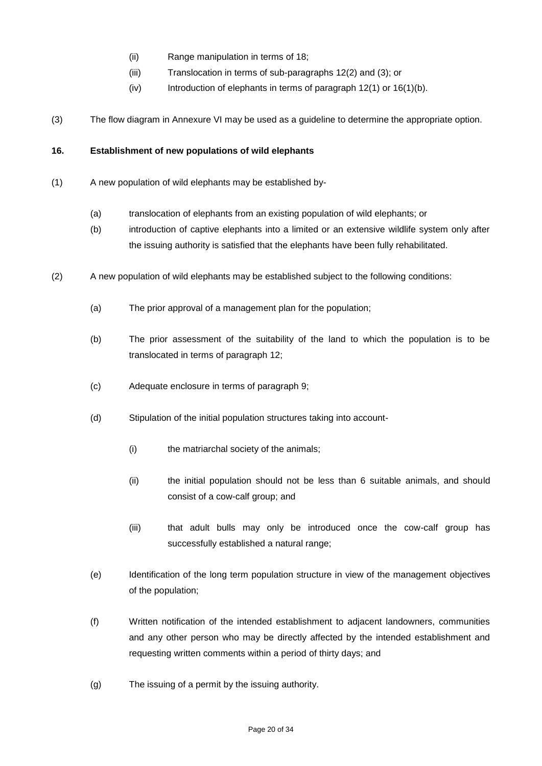(ii) Range manipulation in terms of 18;

(iii) Translocation in terms of sub-paragraphs 12(2) and (3); or

(iv) Introduction of elephants in terms of paragraph 12(1) or 16(1)(b).

(3) The flow diagram in Annexure VI may be used as a guideline to determine the appropriate option.

**16. Establishment of new populations of wild elephants**

(1) A new population of wild elephants may be established by-

(a) translocation of elephants from an existing population of wild elephants; or

(b) introduction of captive elephants into a limited or an extensive wildlife system only after the issuing authority is satisfied that the elephants have been fully rehabilitated.

(2) A new population of wild elephants may be established subject to the following conditions:

(a) The prior approval of a management plan for the population;

(b) The prior assessment of the suitability of the land to which the population is to be translocated in terms of paragraph 12;

(c) Adequate enclosure in terms of paragraph 9;

(d) Stipulation of the initial population structures taking into account-

(i) the matriarchal society of the animals;

(ii) the initial population should not be less than 6 suitable animals, and should consist of a cow-calf group; and

(iii) that adult bulls may only be introduced once the cow-calf group has successfully established a natural range;

(e) Identification of the long term population structure in view of the management objectives of the population;

(f) Written notification of the intended establishment to adjacent landowners, communities and any other person who may be directly affected by the intended establishment and requesting written comments within a period of thirty days; and

(g) The issuing of a permit by the issuing authority.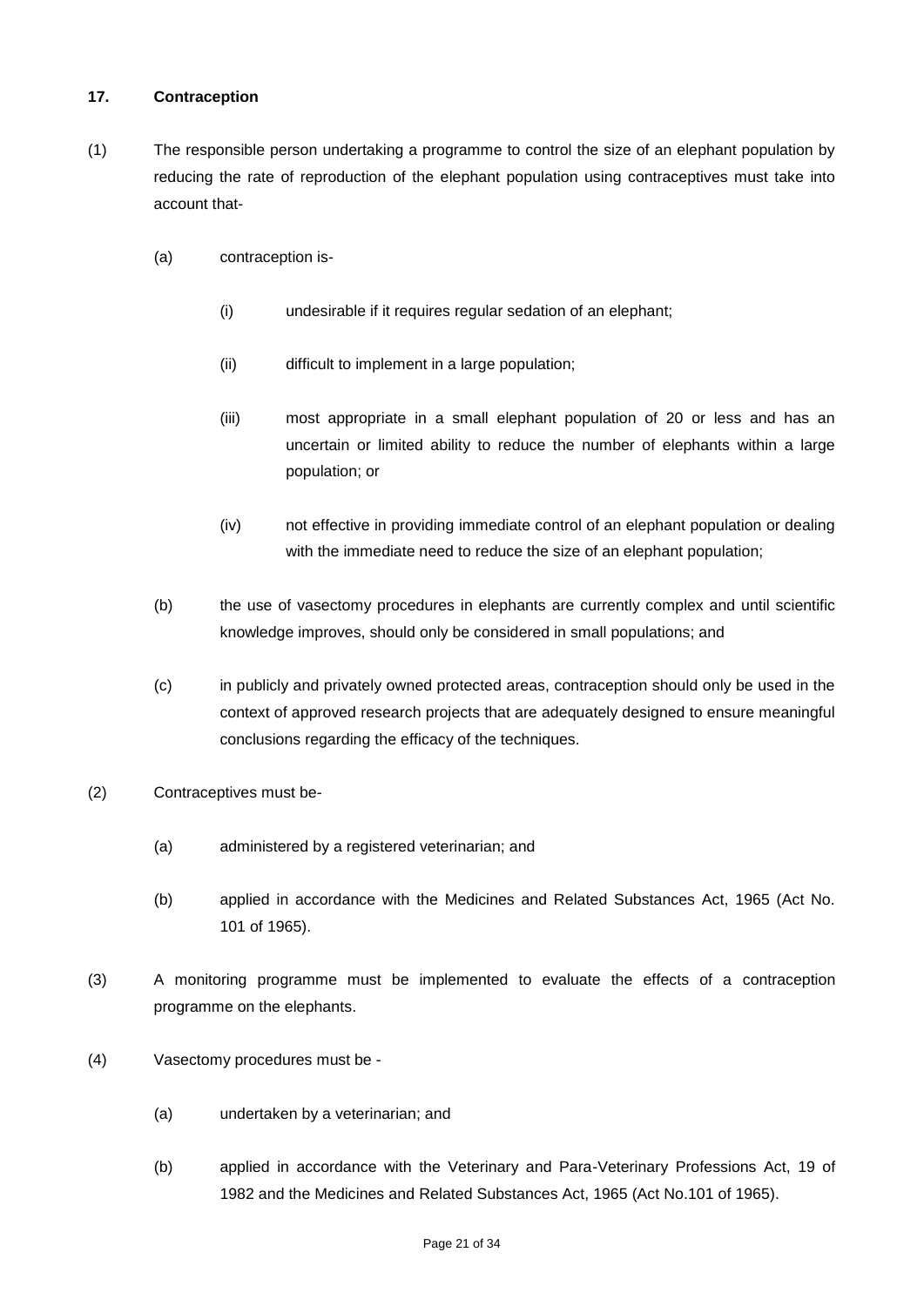### 17. Contraception

(1) The responsible person undertaking a programme to control the size of an elephant population by reducing the rate of reproduction of the elephant population using contraceptives must take into account that-

(a) contraception is-

(i) undesirable if it requires regular sedation of an elephant;

(ii) difficult to implement in a large population;

(iii) most appropriate in a small elephant population of 20 or less and has an uncertain or limited ability to reduce the number of elephants within a large population; or

(iv) not effective in providing immediate control of an elephant population or dealing with the immediate need to reduce the size of an elephant population;

(b) the use of vasectomy procedures in elephants are currently complex and until scientific knowledge improves, should only be considered in small populations; and

(c) in publicly and privately owned protected areas, contraception should only be used in the context of approved research projects that are adequately designed to ensure meaningful conclusions regarding the efficacy of the techniques.

(2) Contraceptives must be-

(a) administered by a registered veterinarian; and

(b) applied in accordance with the Medicines and Related Substances Act, 1965 (Act No. 101 of 1965).

(3) A monitoring programme must be implemented to evaluate the effects of a contraception programme on the elephants.

(4) Vasectomy procedures must be -

(a) undertaken by a veterinarian; and

(b) applied in accordance with the Veterinary and Para-Veterinary Professions Act, 19 of 1982 and the Medicines and Related Substances Act, 1965 (Act No.101 of 1965).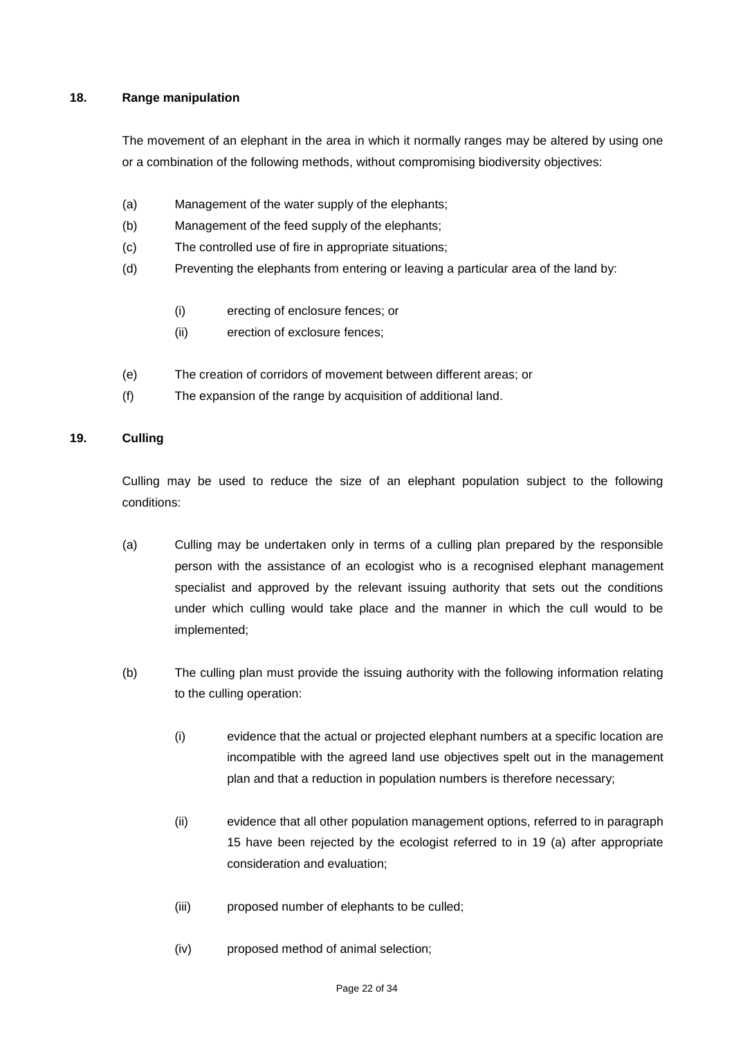**18. Range manipulation**

The movement of an elephant in the area in which it normally ranges may be altered by using one or a combination of the following methods, without compromising biodiversity objectives:

(a) Management of the water supply of the elephants;

(b) Management of the feed supply of the elephants;

(c) The controlled use of fire in appropriate situations;

(d) Preventing the elephants from entering or leaving a particular area of the land by:

  (i) erecting of enclosure fences; or

  (ii) erection of exclosure fences;

(e) The creation of corridors of movement between different areas; or

(f) The expansion of the range by acquisition of additional land.

**19. Culling**

Culling may be used to reduce the size of an elephant population subject to the following conditions:

(a) Culling may be undertaken only in terms of a culling plan prepared by the responsible person with the assistance of an ecologist who is a recognised elephant management specialist and approved by the relevant issuing authority that sets out the conditions under which culling would take place and the manner in which the cull would to be implemented;

(b) The culling plan must provide the issuing authority with the following information relating to the culling operation:

  (i) evidence that the actual or projected elephant numbers at a specific location are incompatible with the agreed land use objectives spelt out in the management plan and that a reduction in population numbers is therefore necessary;

  (ii) evidence that all other population management options, referred to in paragraph 15 have been rejected by the ecologist referred to in 19 (a) after appropriate consideration and evaluation;

  (iii) proposed number of elephants to be culled;

  (iv) proposed method of animal selection;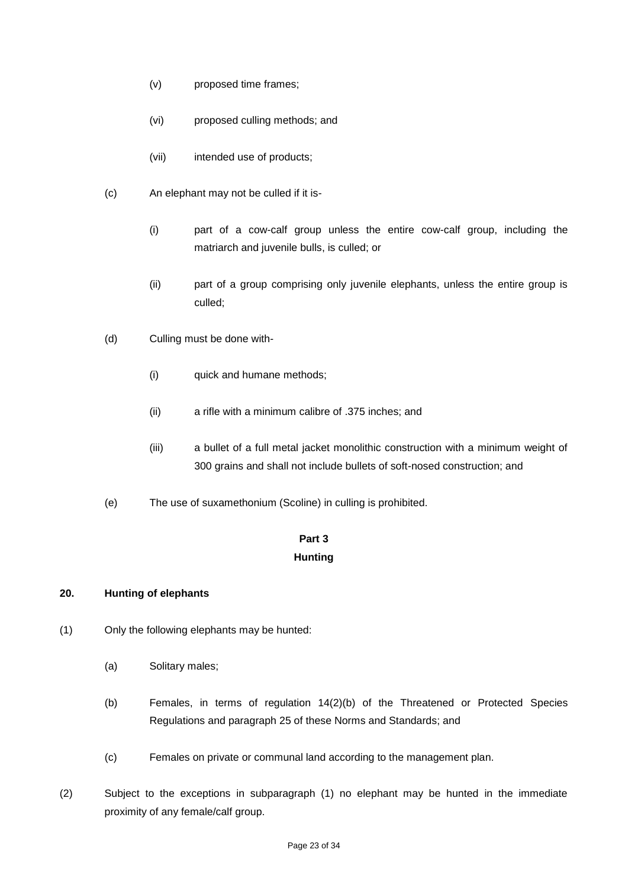(v) proposed time frames;

(vi) proposed culling methods; and

(vii) intended use of products;

(c) An elephant may not be culled if it is-

(i) part of a cow-calf group unless the entire cow-calf group, including the matriarch and juvenile bulls, is culled; or

(ii) part of a group comprising only juvenile elephants, unless the entire group is culled;

(d) Culling must be done with-

(i) quick and humane methods;

(ii) a rifle with a minimum calibre of .375 inches; and

(iii) a bullet of a full metal jacket monolithic construction with a minimum weight of 300 grains and shall not include bullets of soft-nosed construction; and

(e) The use of suxamethonium (Scoline) in culling is prohibited.

## Part 3
## Hunting

### 20. Hunting of elephants

(1) Only the following elephants may be hunted:

(a) Solitary males;

(b) Females, in terms of regulation 14(2)(b) of the Threatened or Protected Species Regulations and paragraph 25 of these Norms and Standards; and

(c) Females on private or communal land according to the management plan.

(2) Subject to the exceptions in subparagraph (1) no elephant may be hunted in the immediate proximity of any female/calf group.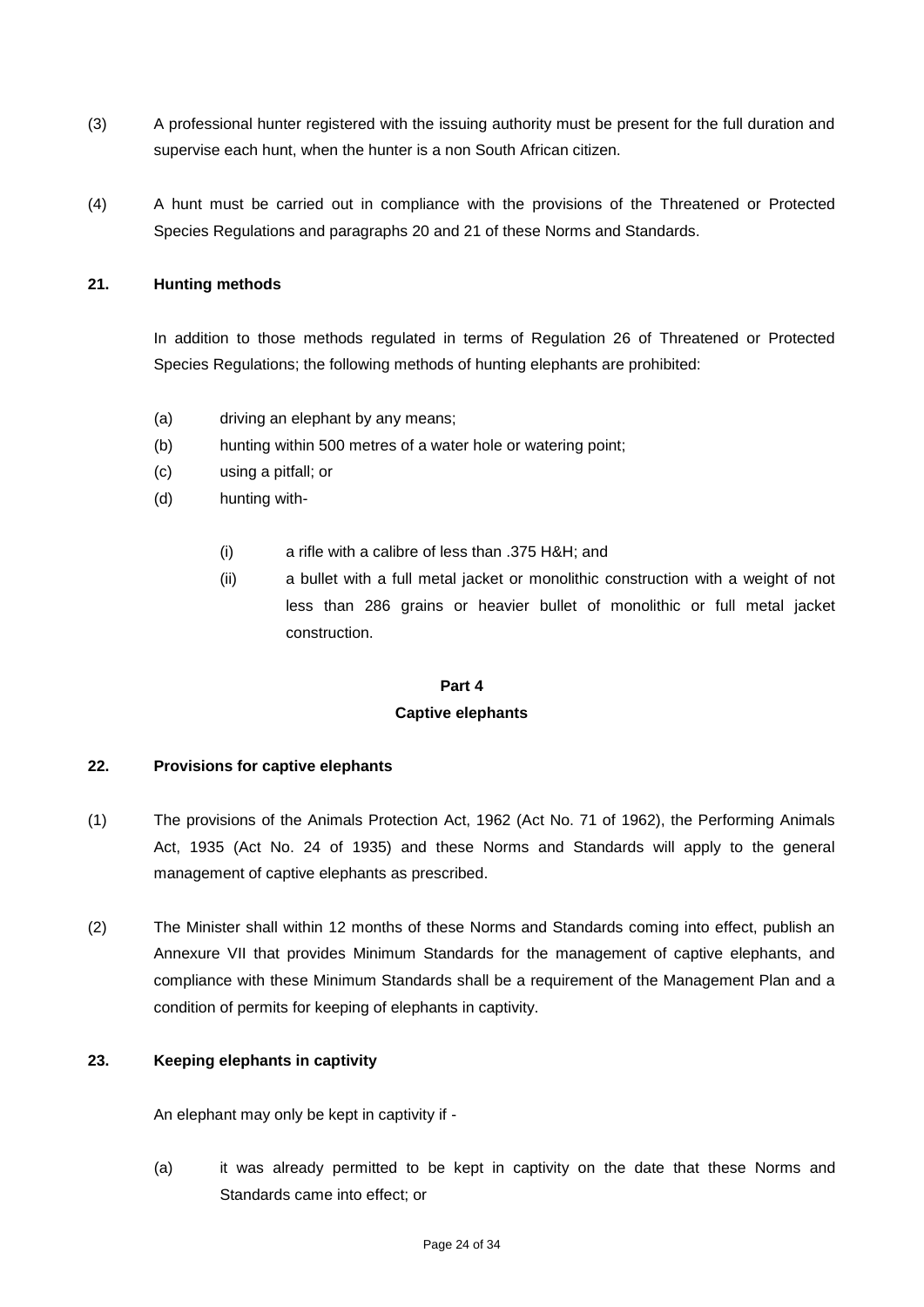(3) A professional hunter registered with the issuing authority must be present for the full duration and supervise each hunt, when the hunter is a non South African citizen.

(4) A hunt must be carried out in compliance with the provisions of the Threatened or Protected Species Regulations and paragraphs 20 and 21 of these Norms and Standards.

**21. Hunting methods**

In addition to those methods regulated in terms of Regulation 26 of Threatened or Protected Species Regulations; the following methods of hunting elephants are prohibited:

(a) driving an elephant by any means;

(b) hunting within 500 metres of a water hole or watering point;

(c) using a pitfall; or

(d) hunting with-

(i) a rifle with a calibre of less than .375 H&H; and

(ii) a bullet with a full metal jacket or monolithic construction with a weight of not less than 286 grains or heavier bullet of monolithic or full metal jacket construction.

## Part 4
## Captive elephants

**22. Provisions for captive elephants**

(1) The provisions of the Animals Protection Act, 1962 (Act No. 71 of 1962), the Performing Animals Act, 1935 (Act No. 24 of 1935) and these Norms and Standards will apply to the general management of captive elephants as prescribed.

(2) The Minister shall within 12 months of these Norms and Standards coming into effect, publish an Annexure VII that provides Minimum Standards for the management of captive elephants, and compliance with these Minimum Standards shall be a requirement of the Management Plan and a condition of permits for keeping of elephants in captivity.

**23. Keeping elephants in captivity**

An elephant may only be kept in captivity if -

(a) it was already permitted to be kept in captivity on the date that these Norms and Standards came into effect; or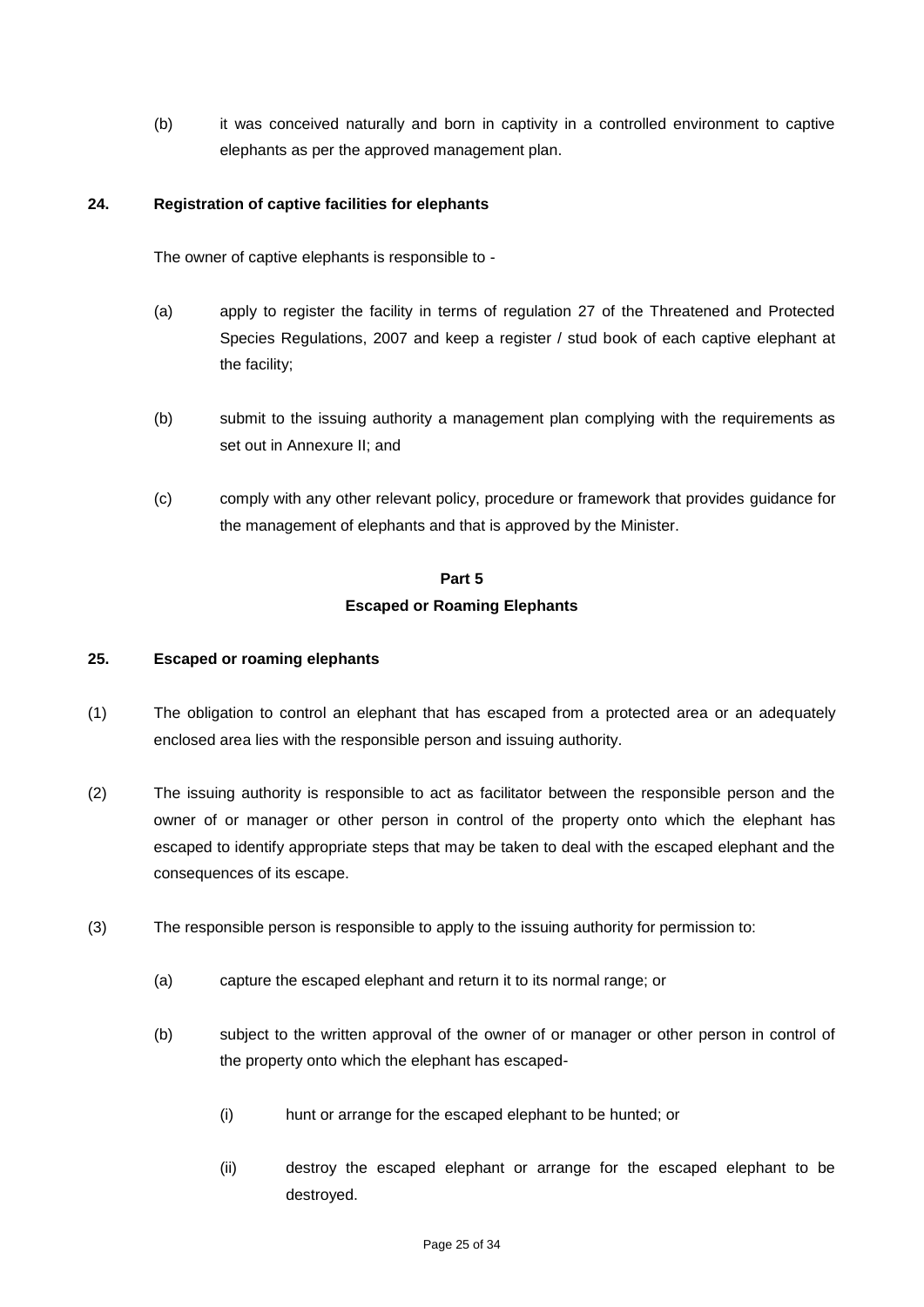(b) it was conceived naturally and born in captivity in a controlled environment to captive elephants as per the approved management plan.

**24. Registration of captive facilities for elephants**

The owner of captive elephants is responsible to -

(a) apply to register the facility in terms of regulation 27 of the Threatened and Protected Species Regulations, 2007 and keep a register / stud book of each captive elephant at the facility;

(b) submit to the issuing authority a management plan complying with the requirements as set out in Annexure II; and

(c) comply with any other relevant policy, procedure or framework that provides guidance for the management of elephants and that is approved by the Minister.

## Part 5

## Escaped or Roaming Elephants

**25. Escaped or roaming elephants**

(1) The obligation to control an elephant that has escaped from a protected area or an adequately enclosed area lies with the responsible person and issuing authority.

(2) The issuing authority is responsible to act as facilitator between the responsible person and the owner of or manager or other person in control of the property onto which the elephant has escaped to identify appropriate steps that may be taken to deal with the escaped elephant and the consequences of its escape.

(3) The responsible person is responsible to apply to the issuing authority for permission to:

(a) capture the escaped elephant and return it to its normal range; or

(b) subject to the written approval of the owner of or manager or other person in control of the property onto which the elephant has escaped-

(i) hunt or arrange for the escaped elephant to be hunted; or

(ii) destroy the escaped elephant or arrange for the escaped elephant to be destroyed.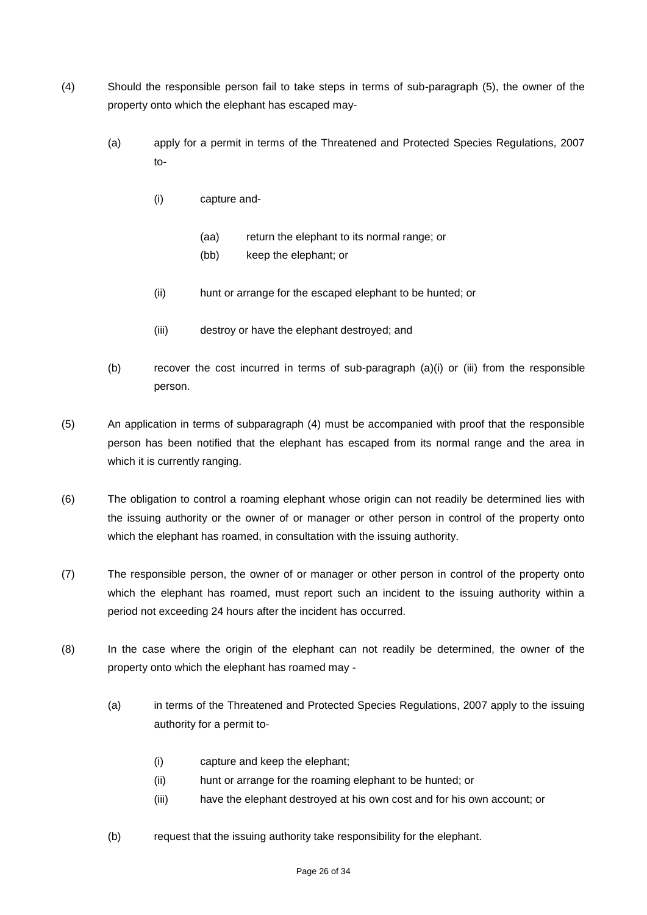(4) Should the responsible person fail to take steps in terms of sub-paragraph (5), the owner of the property onto which the elephant has escaped may-

  (a) apply for a permit in terms of the Threatened and Protected Species Regulations, 2007 to-

    (i) capture and-

      (aa) return the elephant to its normal range; or
      (bb) keep the elephant; or

    (ii) hunt or arrange for the escaped elephant to be hunted; or

    (iii) destroy or have the elephant destroyed; and

  (b) recover the cost incurred in terms of sub-paragraph (a)(i) or (iii) from the responsible person.

(5) An application in terms of subparagraph (4) must be accompanied with proof that the responsible person has been notified that the elephant has escaped from its normal range and the area in which it is currently ranging.

(6) The obligation to control a roaming elephant whose origin can not readily be determined lies with the issuing authority or the owner of or manager or other person in control of the property onto which the elephant has roamed, in consultation with the issuing authority.

(7) The responsible person, the owner of or manager or other person in control of the property onto which the elephant has roamed, must report such an incident to the issuing authority within a period not exceeding 24 hours after the incident has occurred.

(8) In the case where the origin of the elephant can not readily be determined, the owner of the property onto which the elephant has roamed may -

  (a) in terms of the Threatened and Protected Species Regulations, 2007 apply to the issuing authority for a permit to-

    (i) capture and keep the elephant;
    (ii) hunt or arrange for the roaming elephant to be hunted; or
    (iii) have the elephant destroyed at his own cost and for his own account; or

  (b) request that the issuing authority take responsibility for the elephant.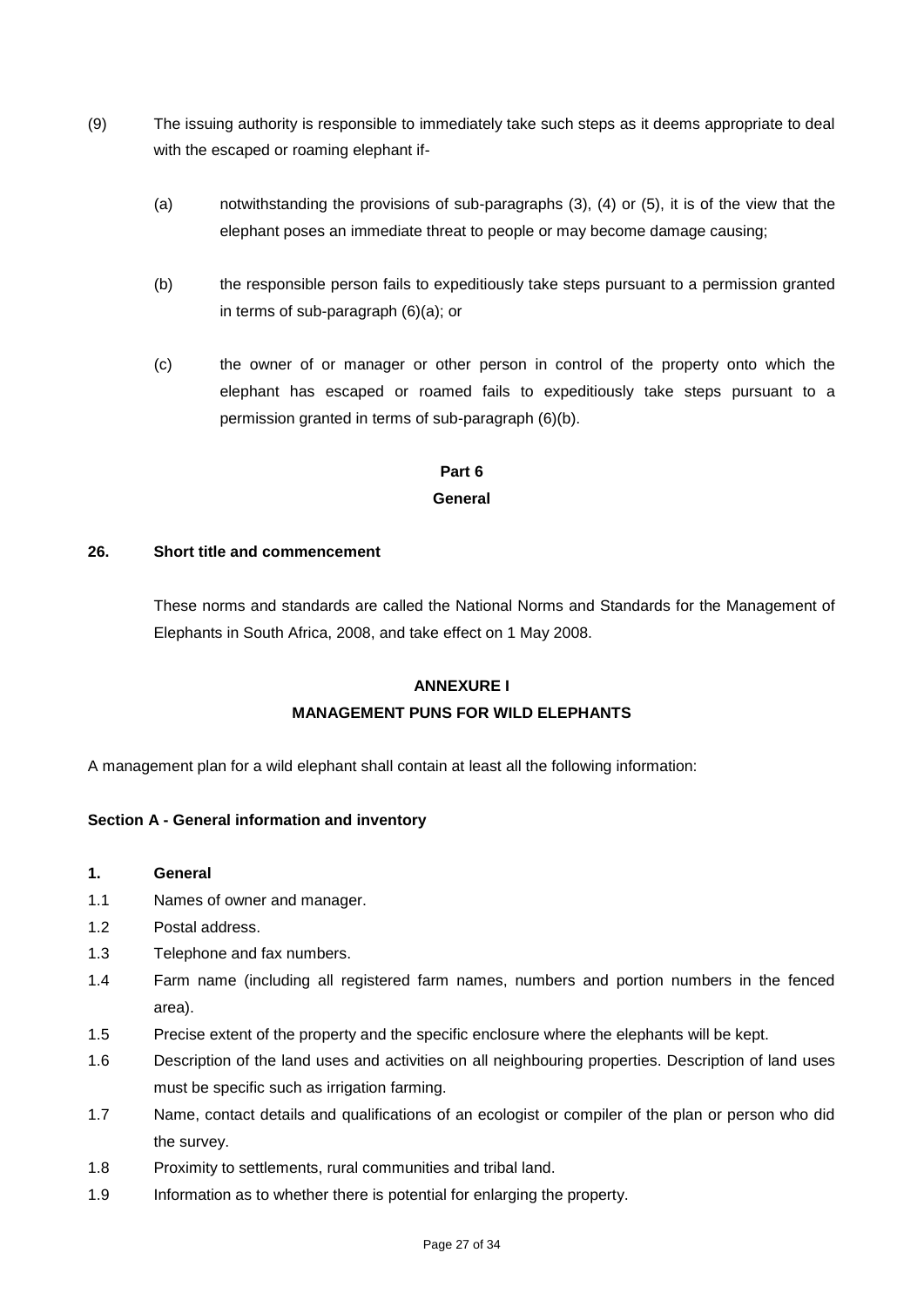(9) The issuing authority is responsible to immediately take such steps as it deems appropriate to deal with the escaped or roaming elephant if-

(a) notwithstanding the provisions of sub-paragraphs (3), (4) or (5), it is of the view that the elephant poses an immediate threat to people or may become damage causing;

(b) the responsible person fails to expeditiously take steps pursuant to a permission granted in terms of sub-paragraph (6)(a); or

(c) the owner of or manager or other person in control of the property onto which the elephant has escaped or roamed fails to expeditiously take steps pursuant to a permission granted in terms of sub-paragraph (6)(b).

## Part 6

## General

### 26. Short title and commencement

These norms and standards are called the National Norms and Standards for the Management of Elephants in South Africa, 2008, and take effect on 1 May 2008.

## ANNEXURE I

## MANAGEMENT PUNS FOR WILD ELEPHANTS

A management plan for a wild elephant shall contain at least all the following information:

### Section A - General information and inventory

**1. General**

1.1 Names of owner and manager.

1.2 Postal address.

1.3 Telephone and fax numbers.

1.4 Farm name (including all registered farm names, numbers and portion numbers in the fenced area).

1.5 Precise extent of the property and the specific enclosure where the elephants will be kept.

1.6 Description of the land uses and activities on all neighbouring properties. Description of land uses must be specific such as irrigation farming.

1.7 Name, contact details and qualifications of an ecologist or compiler of the plan or person who did the survey.

1.8 Proximity to settlements, rural communities and tribal land.

1.9 Information as to whether there is potential for enlarging the property.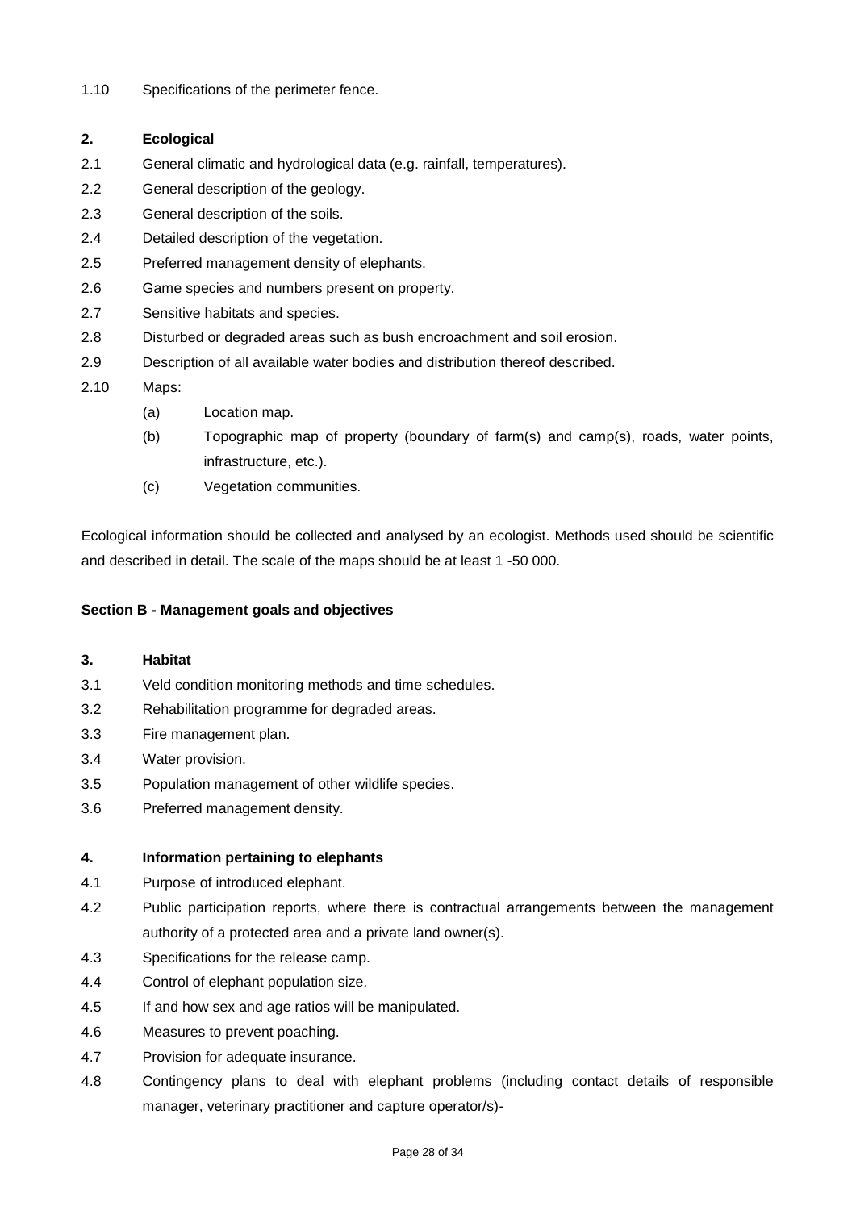1.10 Specifications of the perimeter fence.

**2. Ecological**

2.1 General climatic and hydrological data (e.g. rainfall, temperatures).

2.2 General description of the geology.

2.3 General description of the soils.

2.4 Detailed description of the vegetation.

2.5 Preferred management density of elephants.

2.6 Game species and numbers present on property.

2.7 Sensitive habitats and species.

2.8 Disturbed or degraded areas such as bush encroachment and soil erosion.

2.9 Description of all available water bodies and distribution thereof described.

2.10 Maps:

(a) Location map.

(b) Topographic map of property (boundary of farm(s) and camp(s), roads, water points, infrastructure, etc.).

(c) Vegetation communities.

Ecological information should be collected and analysed by an ecologist. Methods used should be scientific and described in detail. The scale of the maps should be at least 1 -50 000.

**Section B - Management goals and objectives**

**3. Habitat**

3.1 Veld condition monitoring methods and time schedules.

3.2 Rehabilitation programme for degraded areas.

3.3 Fire management plan.

3.4 Water provision.

3.5 Population management of other wildlife species.

3.6 Preferred management density.

**4. Information pertaining to elephants**

4.1 Purpose of introduced elephant.

4.2 Public participation reports, where there is contractual arrangements between the management authority of a protected area and a private land owner(s).

4.3 Specifications for the release camp.

4.4 Control of elephant population size.

4.5 If and how sex and age ratios will be manipulated.

4.6 Measures to prevent poaching.

4.7 Provision for adequate insurance.

4.8 Contingency plans to deal with elephant problems (including contact details of responsible manager, veterinary practitioner and capture operator/s)-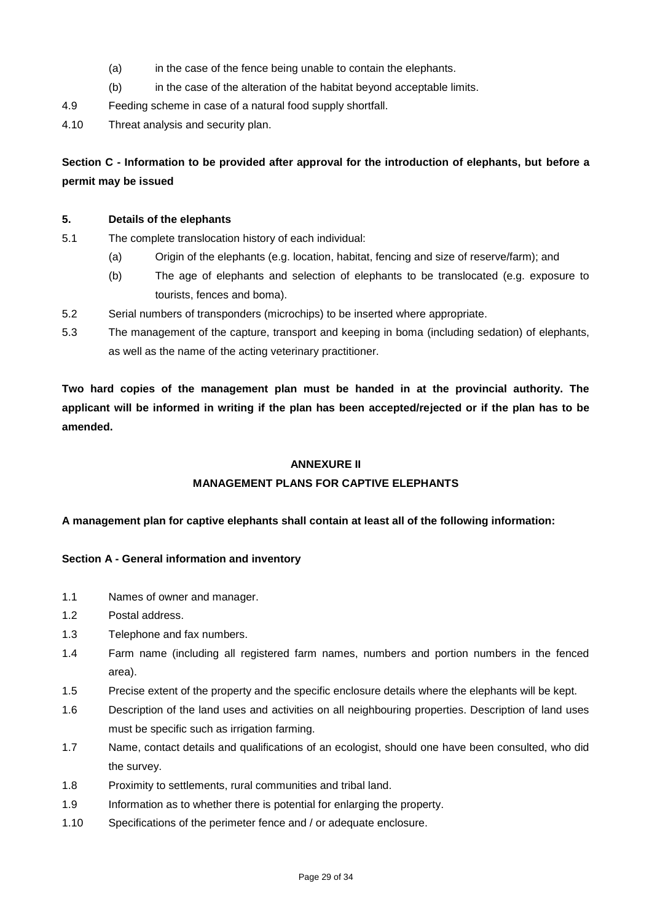(a) in the case of the fence being unable to contain the elephants.

(b) in the case of the alteration of the habitat beyond acceptable limits.

4.9 Feeding scheme in case of a natural food supply shortfall.

4.10 Threat analysis and security plan.

**Section C - Information to be provided after approval for the introduction of elephants, but before a permit may be issued**

**5. Details of the elephants**

5.1 The complete translocation history of each individual:

(a) Origin of the elephants (e.g. location, habitat, fencing and size of reserve/farm); and

(b) The age of elephants and selection of elephants to be translocated (e.g. exposure to tourists, fences and boma).

5.2 Serial numbers of transponders (microchips) to be inserted where appropriate.

5.3 The management of the capture, transport and keeping in boma (including sedation) of elephants, as well as the name of the acting veterinary practitioner.

**Two hard copies of the management plan must be handed in at the provincial authority. The applicant will be informed in writing if the plan has been accepted/rejected or if the plan has to be amended.**

## ANNEXURE II

## MANAGEMENT PLANS FOR CAPTIVE ELEPHANTS

**A management plan for captive elephants shall contain at least all of the following information:**

**Section A - General information and inventory**

1.1 Names of owner and manager.

1.2 Postal address.

1.3 Telephone and fax numbers.

1.4 Farm name (including all registered farm names, numbers and portion numbers in the fenced area).

1.5 Precise extent of the property and the specific enclosure details where the elephants will be kept.

1.6 Description of the land uses and activities on all neighbouring properties. Description of land uses must be specific such as irrigation farming.

1.7 Name, contact details and qualifications of an ecologist, should one have been consulted, who did the survey.

1.8 Proximity to settlements, rural communities and tribal land.

1.9 Information as to whether there is potential for enlarging the property.

1.10 Specifications of the perimeter fence and / or adequate enclosure.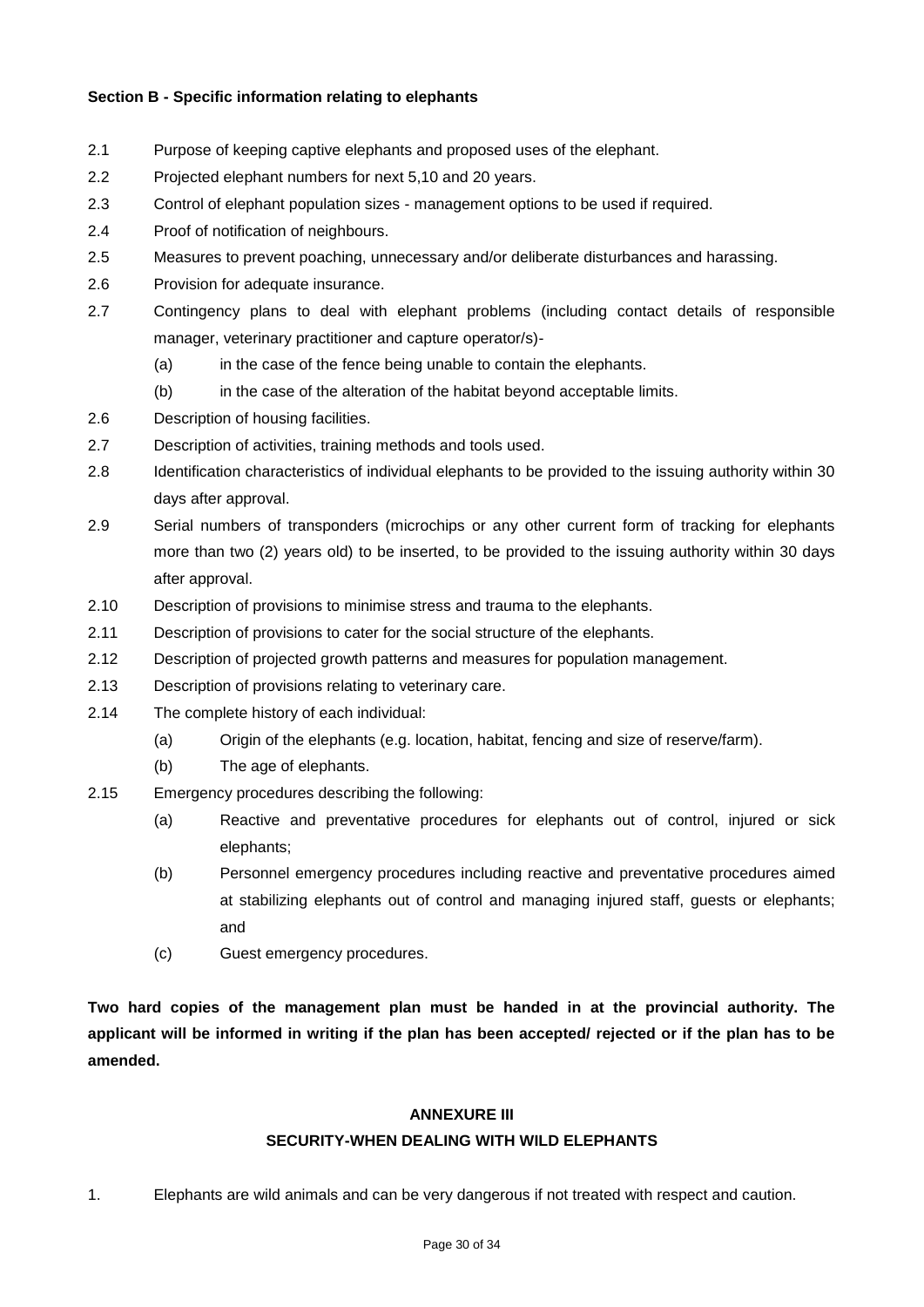**Section B - Specific information relating to elephants**

2.1 Purpose of keeping captive elephants and proposed uses of the elephant.

2.2 Projected elephant numbers for next 5,10 and 20 years.

2.3 Control of elephant population sizes - management options to be used if required.

2.4 Proof of notification of neighbours.

2.5 Measures to prevent poaching, unnecessary and/or deliberate disturbances and harassing.

2.6 Provision for adequate insurance.

2.7 Contingency plans to deal with elephant problems (including contact details of responsible manager, veterinary practitioner and capture operator/s)-

- (a) in the case of the fence being unable to contain the elephants.
- (b) in the case of the alteration of the habitat beyond acceptable limits.

2.6 Description of housing facilities.

2.7 Description of activities, training methods and tools used.

2.8 Identification characteristics of individual elephants to be provided to the issuing authority within 30 days after approval.

2.9 Serial numbers of transponders (microchips or any other current form of tracking for elephants more than two (2) years old) to be inserted, to be provided to the issuing authority within 30 days after approval.

2.10 Description of provisions to minimise stress and trauma to the elephants.

2.11 Description of provisions to cater for the social structure of the elephants.

2.12 Description of projected growth patterns and measures for population management.

2.13 Description of provisions relating to veterinary care.

2.14 The complete history of each individual:

- (a) Origin of the elephants (e.g. location, habitat, fencing and size of reserve/farm).
- (b) The age of elephants.

2.15 Emergency procedures describing the following:

- (a) Reactive and preventative procedures for elephants out of control, injured or sick elephants;
- (b) Personnel emergency procedures including reactive and preventative procedures aimed at stabilizing elephants out of control and managing injured staff, guests or elephants; and
- (c) Guest emergency procedures.

**Two hard copies of the management plan must be handed in at the provincial authority. The applicant will be informed in writing if the plan has been accepted/ rejected or if the plan has to be amended.**

## ANNEXURE III

## SECURITY-WHEN DEALING WITH WILD ELEPHANTS

1. Elephants are wild animals and can be very dangerous if not treated with respect and caution.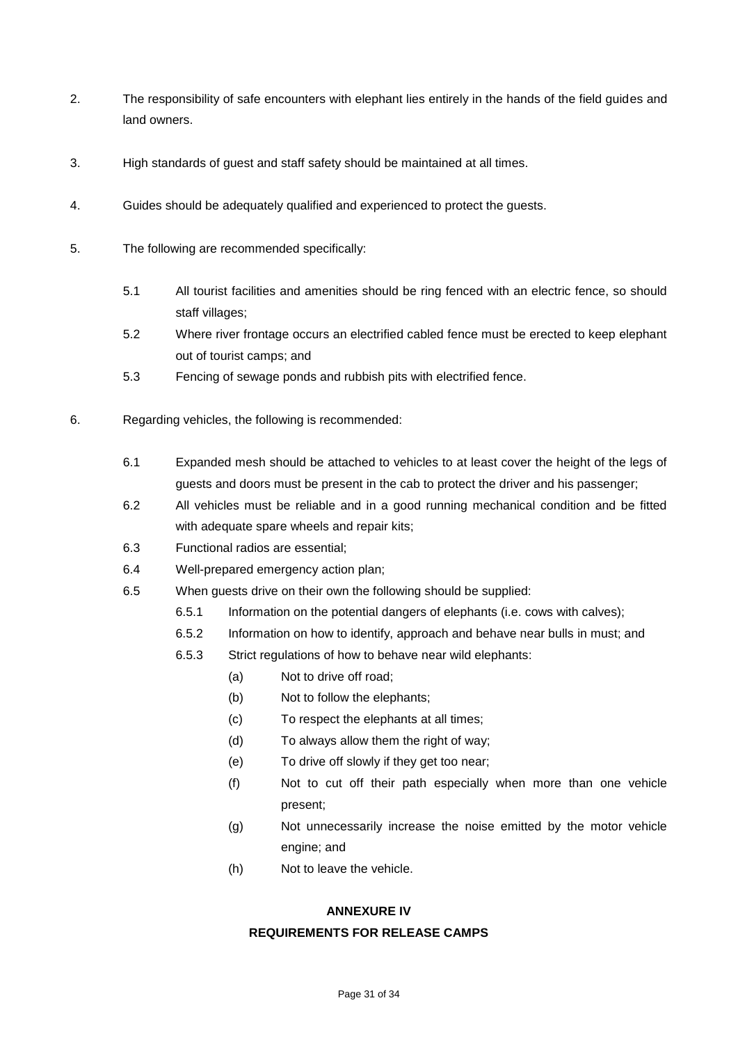2. The responsibility of safe encounters with elephant lies entirely in the hands of the field guides and land owners.

3. High standards of guest and staff safety should be maintained at all times.

4. Guides should be adequately qualified and experienced to protect the guests.

5. The following are recommended specifically:

   5.1 All tourist facilities and amenities should be ring fenced with an electric fence, so should staff villages;

   5.2 Where river frontage occurs an electrified cabled fence must be erected to keep elephant out of tourist camps; and

   5.3 Fencing of sewage ponds and rubbish pits with electrified fence.

6. Regarding vehicles, the following is recommended:

   6.1 Expanded mesh should be attached to vehicles to at least cover the height of the legs of guests and doors must be present in the cab to protect the driver and his passenger;

   6.2 All vehicles must be reliable and in a good running mechanical condition and be fitted with adequate spare wheels and repair kits;

   6.3 Functional radios are essential;

   6.4 Well-prepared emergency action plan;

   6.5 When guests drive on their own the following should be supplied:

      6.5.1 Information on the potential dangers of elephants (i.e. cows with calves);

      6.5.2 Information on how to identify, approach and behave near bulls in must; and

      6.5.3 Strict regulations of how to behave near wild elephants:

         (a) Not to drive off road;

         (b) Not to follow the elephants;

         (c) To respect the elephants at all times;

         (d) To always allow them the right of way;

         (e) To drive off slowly if they get too near;

         (f) Not to cut off their path especially when more than one vehicle present;

         (g) Not unnecessarily increase the noise emitted by the motor vehicle engine; and

         (h) Not to leave the vehicle.

## ANNEXURE IV

## REQUIREMENTS FOR RELEASE CAMPS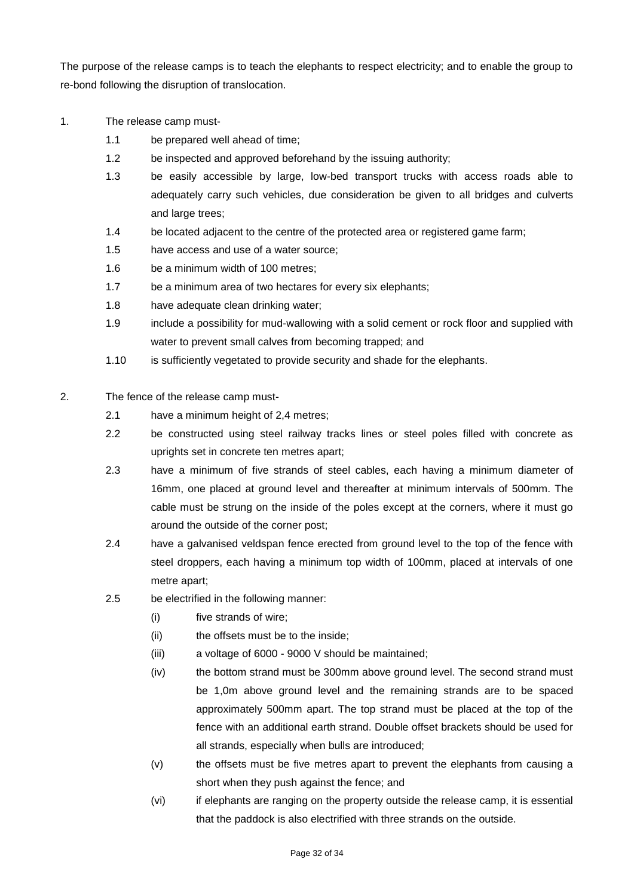The purpose of the release camps is to teach the elephants to respect electricity; and to enable the group to re-bond following the disruption of translocation.

1. The release camp must-
   - 1.1 be prepared well ahead of time;
   - 1.2 be inspected and approved beforehand by the issuing authority;
   - 1.3 be easily accessible by large, low-bed transport trucks with access roads able to adequately carry such vehicles, due consideration be given to all bridges and culverts and large trees;
   - 1.4 be located adjacent to the centre of the protected area or registered game farm;
   - 1.5 have access and use of a water source;
   - 1.6 be a minimum width of 100 metres;
   - 1.7 be a minimum area of two hectares for every six elephants;
   - 1.8 have adequate clean drinking water;
   - 1.9 include a possibility for mud-wallowing with a solid cement or rock floor and supplied with water to prevent small calves from becoming trapped; and
   - 1.10 is sufficiently vegetated to provide security and shade for the elephants.

2. The fence of the release camp must-
   - 2.1 have a minimum height of 2,4 metres;
   - 2.2 be constructed using steel railway tracks lines or steel poles filled with concrete as uprights set in concrete ten metres apart;
   - 2.3 have a minimum of five strands of steel cables, each having a minimum diameter of 16mm, one placed at ground level and thereafter at minimum intervals of 500mm. The cable must be strung on the inside of the poles except at the corners, where it must go around the outside of the corner post;
   - 2.4 have a galvanised veldspan fence erected from ground level to the top of the fence with steel droppers, each having a minimum top width of 100mm, placed at intervals of one metre apart;
   - 2.5 be electrified in the following manner:
     - (i) five strands of wire;
     - (ii) the offsets must be to the inside;
     - (iii) a voltage of 6000 - 9000 V should be maintained;
     - (iv) the bottom strand must be 300mm above ground level. The second strand must be 1,0m above ground level and the remaining strands are to be spaced approximately 500mm apart. The top strand must be placed at the top of the fence with an additional earth strand. Double offset brackets should be used for all strands, especially when bulls are introduced;
     - (v) the offsets must be five metres apart to prevent the elephants from causing a short when they push against the fence; and
     - (vi) if elephants are ranging on the property outside the release camp, it is essential that the paddock is also electrified with three strands on the outside.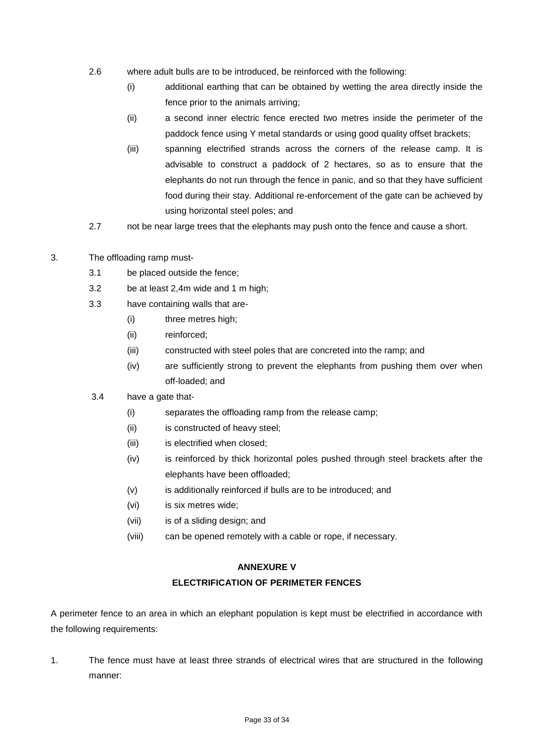2.6 where adult bulls are to be introduced, be reinforced with the following:

(i) additional earthing that can be obtained by wetting the area directly inside the fence prior to the animals arriving;

(ii) a second inner electric fence erected two metres inside the perimeter of the paddock fence using Y metal standards or using good quality offset brackets;

(iii) spanning electrified strands across the corners of the release camp. It is advisable to construct a paddock of 2 hectares, so as to ensure that the elephants do not run through the fence in panic, and so that they have sufficient food during their stay. Additional re-enforcement of the gate can be achieved by using horizontal steel poles; and

2.7 not be near large trees that the elephants may push onto the fence and cause a short.

3. The offloading ramp must-

3.1 be placed outside the fence;

3.2 be at least 2,4m wide and 1 m high;

3.3 have containing walls that are-

(i) three metres high;

(ii) reinforced;

(iii) constructed with steel poles that are concreted into the ramp; and

(iv) are sufficiently strong to prevent the elephants from pushing them over when off-loaded; and

3.4 have a gate that-

(i) separates the offloading ramp from the release camp;

(ii) is constructed of heavy steel;

(iii) is electrified when closed;

(iv) is reinforced by thick horizontal poles pushed through steel brackets after the elephants have been offloaded;

(v) is additionally reinforced if bulls are to be introduced; and

(vi) is six metres wide;

(vii) is of a sliding design; and

(viii) can be opened remotely with a cable or rope, if necessary.

## ANNEXURE V

## ELECTRIFICATION OF PERIMETER FENCES

A perimeter fence to an area in which an elephant population is kept must be electrified in accordance with the following requirements:

1. The fence must have at least three strands of electrical wires that are structured in the following manner: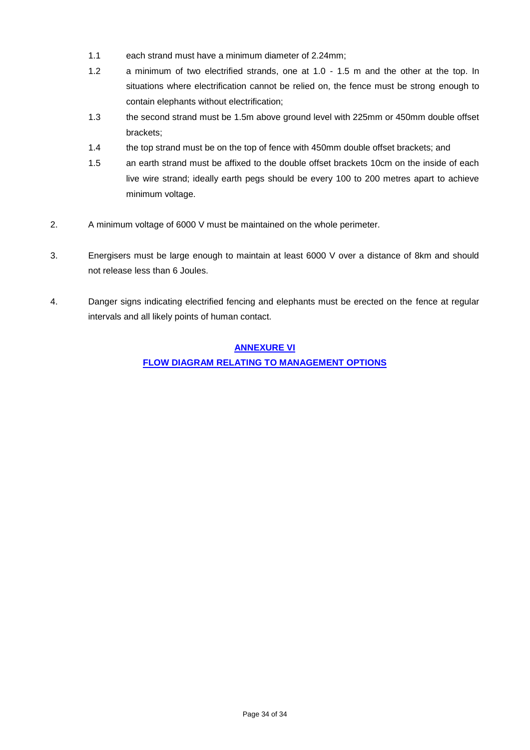1.1 each strand must have a minimum diameter of 2.24mm;

1.2 a minimum of two electrified strands, one at 1.0 - 1.5 m and the other at the top. In situations where electrification cannot be relied on, the fence must be strong enough to contain elephants without electrification;

1.3 the second strand must be 1.5m above ground level with 225mm or 450mm double offset brackets;

1.4 the top strand must be on the top of fence with 450mm double offset brackets; and

1.5 an earth strand must be affixed to the double offset brackets 10cm on the inside of each live wire strand; ideally earth pegs should be every 100 to 200 metres apart to achieve minimum voltage.

2. A minimum voltage of 6000 V must be maintained on the whole perimeter.

3. Energisers must be large enough to maintain at least 6000 V over a distance of 8km and should not release less than 6 Joules.

4. Danger signs indicating electrified fencing and elephants must be erected on the fence at regular intervals and all likely points of human contact.

## ANNEXURE VI

## FLOW DIAGRAM RELATING TO MANAGEMENT OPTIONS